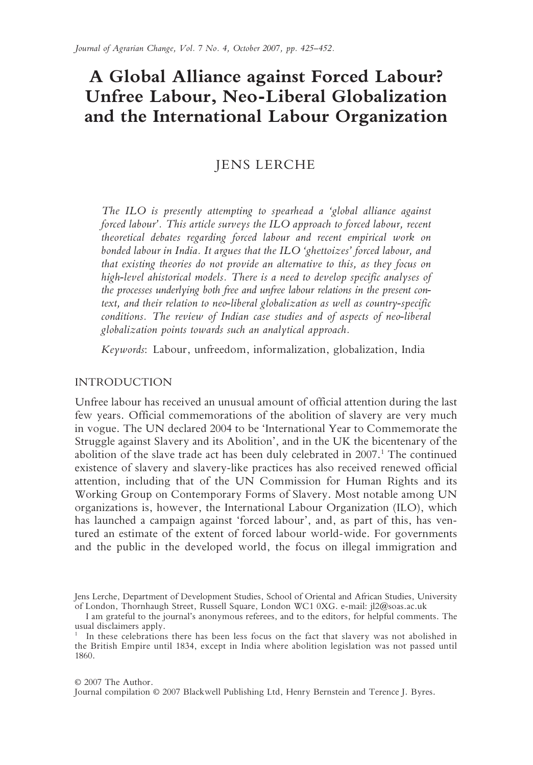# A Global Alliance against Forced Labour? Unfree Labour, Neo-Liberal Globalization and the International Labour Organization

JENS LERCHE

*The ILO is presently attempting to spearhead a 'global alliance against forced labour'. This article surveys the ILO approach to forced labour, recent theoretical debates regarding forced labour and recent empirical work on bonded labour in India. It argues that the ILO 'ghettoizes' forced labour, and that existing theories do not provide an alternative to this, as they focus on high-level ahistorical models. There is a need to develop specific analyses of the processes underlying both free and unfree labour relations in the present context, and their relation to neo-liberal globalization as well as country-specific conditions. The review of Indian case studies and of aspects of neo-liberal globalization points towards such an analytical approach.*

*Keywords*: Labour, unfreedom, informalization, globalization, India

## INTRODUCTION

Unfree labour has received an unusual amount of official attention during the last few years. Official commemorations of the abolition of slavery are very much in vogue. The UN declared 2004 to be 'International Year to Commemorate the Struggle against Slavery and its Abolition', and in the UK the bicentenary of the abolition of the slave trade act has been duly celebrated in 2007.[1] The continued existence of slavery and slavery-like practices has also received renewed official attention, including that of the UN Commission for Human Rights and its Working Group on Contemporary Forms of Slavery. Most notable among UN organizations is, however, the International Labour Organization (ILO), which has launched a campaign against 'forced labour', and, as part of this, has ventured an estimate of the extent of forced labour world-wide. For governments and the public in the developed world, the focus on illegal immigration and

Jens Lerche, Department of Development Studies, School of Oriental and African Studies, University of London, Thornhaugh Street, Russell Square, London WC1 0XG. e-mail: jl2@soas.ac.uk

I am grateful to the journal's anonymous referees, and to the editors, for helpful comments. The usual disclaimers apply.

[1] In these celebrations there has been less focus on the fact that slavery was not abolished in the British Empire until 1834, except in India where abolition legislation was not passed until 1860.

© 2007 The Author.
Journal compilation © 2007 Blackwell Publishing Ltd, Henry Bernstein and Terence J. Byres.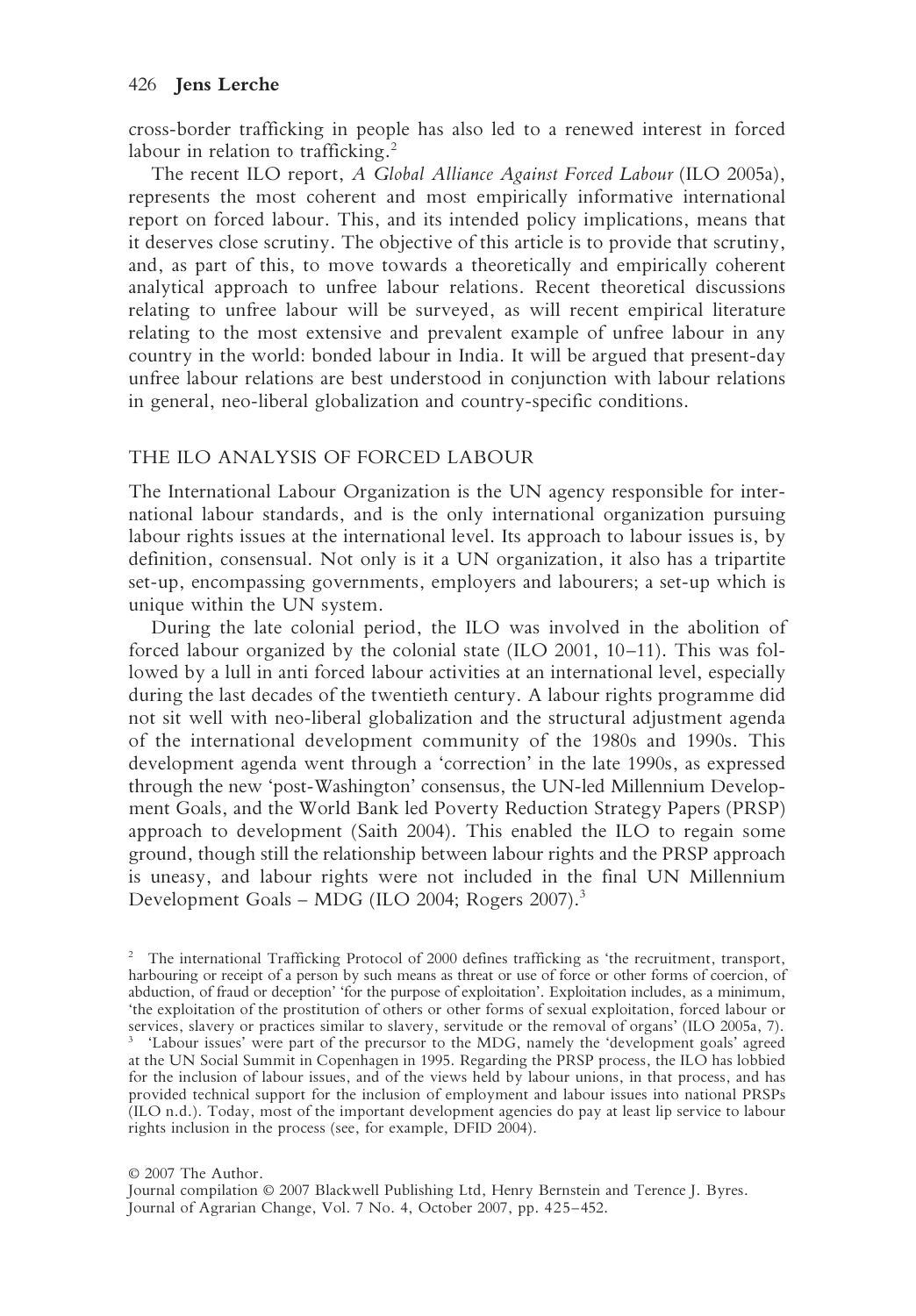cross-border trafficking in people has also led to a renewed interest in forced labour in relation to trafficking.[2]

The recent ILO report, *A Global Alliance Against Forced Labour* (ILO 2005a), represents the most coherent and most empirically informative international report on forced labour. This, and its intended policy implications, means that it deserves close scrutiny. The objective of this article is to provide that scrutiny, and, as part of this, to move towards a theoretically and empirically coherent analytical approach to unfree labour relations. Recent theoretical discussions relating to unfree labour will be surveyed, as will recent empirical literature relating to the most extensive and prevalent example of unfree labour in any country in the world: bonded labour in India. It will be argued that present-day unfree labour relations are best understood in conjunction with labour relations in general, neo-liberal globalization and country-specific conditions.

## THE ILO ANALYSIS OF FORCED LABOUR

The International Labour Organization is the UN agency responsible for international labour standards, and is the only international organization pursuing labour rights issues at the international level. Its approach to labour issues is, by definition, consensual. Not only is it a UN organization, it also has a tripartite set-up, encompassing governments, employers and labourers; a set-up which is unique within the UN system.

During the late colonial period, the ILO was involved in the abolition of forced labour organized by the colonial state (ILO 2001, 10–11). This was followed by a lull in anti forced labour activities at an international level, especially during the last decades of the twentieth century. A labour rights programme did not sit well with neo-liberal globalization and the structural adjustment agenda of the international development community of the 1980s and 1990s. This development agenda went through a 'correction' in the late 1990s, as expressed through the new 'post-Washington' consensus, the UN-led Millennium Development Goals, and the World Bank led Poverty Reduction Strategy Papers (PRSP) approach to development (Saith 2004). This enabled the ILO to regain some ground, though still the relationship between labour rights and the PRSP approach is uneasy, and labour rights were not included in the final UN Millennium Development Goals – MDG (ILO 2004; Rogers 2007).[3]

[2] The international Trafficking Protocol of 2000 defines trafficking as 'the recruitment, transport, harbouring or receipt of a person by such means as threat or use of force or other forms of coercion, of abduction, of fraud or deception' 'for the purpose of exploitation'. Exploitation includes, as a minimum, 'the exploitation of the prostitution of others or other forms of sexual exploitation, forced labour or services, slavery or practices similar to slavery, servitude or the removal of organs' (ILO 2005a, 7).

[3] 'Labour issues' were part of the precursor to the MDG, namely the 'development goals' agreed at the UN Social Summit in Copenhagen in 1995. Regarding the PRSP process, the ILO has lobbied for the inclusion of labour issues, and of the views held by labour unions, in that process, and has provided technical support for the inclusion of employment and labour issues into national PRSPs (ILO n.d.). Today, most of the important development agencies do pay at least lip service to labour rights inclusion in the process (see, for example, DFID 2004).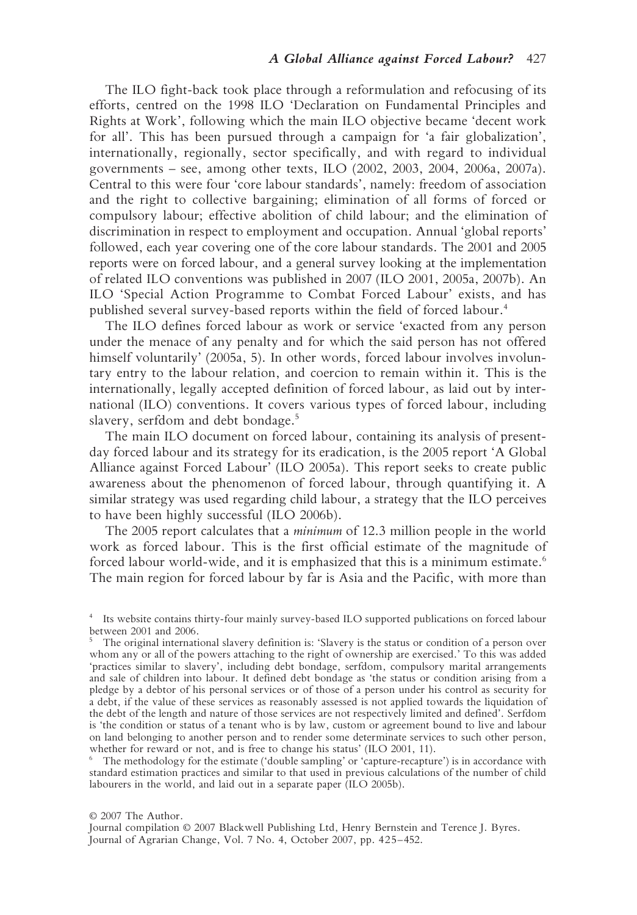The ILO fight-back took place through a reformulation and refocusing of its efforts, centred on the 1998 ILO 'Declaration on Fundamental Principles and Rights at Work', following which the main ILO objective became 'decent work for all'. This has been pursued through a campaign for 'a fair globalization', internationally, regionally, sector specifically, and with regard to individual governments – see, among other texts, ILO (2002, 2003, 2004, 2006a, 2007a). Central to this were four 'core labour standards', namely: freedom of association and the right to collective bargaining; elimination of all forms of forced or compulsory labour; effective abolition of child labour; and the elimination of discrimination in respect to employment and occupation. Annual 'global reports' followed, each year covering one of the core labour standards. The 2001 and 2005 reports were on forced labour, and a general survey looking at the implementation of related ILO conventions was published in 2007 (ILO 2001, 2005a, 2007b). An ILO 'Special Action Programme to Combat Forced Labour' exists, and has published several survey-based reports within the field of forced labour.[4]

The ILO defines forced labour as work or service 'exacted from any person under the menace of any penalty and for which the said person has not offered himself voluntarily' (2005a, 5). In other words, forced labour involves involuntary entry to the labour relation, and coercion to remain within it. This is the internationally, legally accepted definition of forced labour, as laid out by international (ILO) conventions. It covers various types of forced labour, including slavery, serfdom and debt bondage.[5]

The main ILO document on forced labour, containing its analysis of present-day forced labour and its strategy for its eradication, is the 2005 report 'A Global Alliance against Forced Labour' (ILO 2005a). This report seeks to create public awareness about the phenomenon of forced labour, through quantifying it. A similar strategy was used regarding child labour, a strategy that the ILO perceives to have been highly successful (ILO 2006b).

The 2005 report calculates that a *minimum* of 12.3 million people in the world work as forced labour. This is the first official estimate of the magnitude of forced labour world-wide, and it is emphasized that this is a minimum estimate.[6] The main region for forced labour by far is Asia and the Pacific, with more than

---

[4] Its website contains thirty-four mainly survey-based ILO supported publications on forced labour between 2001 and 2006.

[5] The original international slavery definition is: 'Slavery is the status or condition of a person over whom any or all of the powers attaching to the right of ownership are exercised.' To this was added 'practices similar to slavery', including debt bondage, serfdom, compulsory marital arrangements and sale of children into labour. It defined debt bondage as 'the status or condition arising from a pledge by a debtor of his personal services or of those of a person under his control as security for a debt, if the value of these services as reasonably assessed is not applied towards the liquidation of the debt of the length and nature of those services are not respectively limited and defined'. Serfdom is 'the condition or status of a tenant who is by law, custom or agreement bound to live and labour on land belonging to another person and to render some determinate services to such other person, whether for reward or not, and is free to change his status' (ILO 2001, 11).

[6] The methodology for the estimate ('double sampling' or 'capture-recapture') is in accordance with standard estimation practices and similar to that used in previous calculations of the number of child labourers in the world, and laid out in a separate paper (ILO 2005b).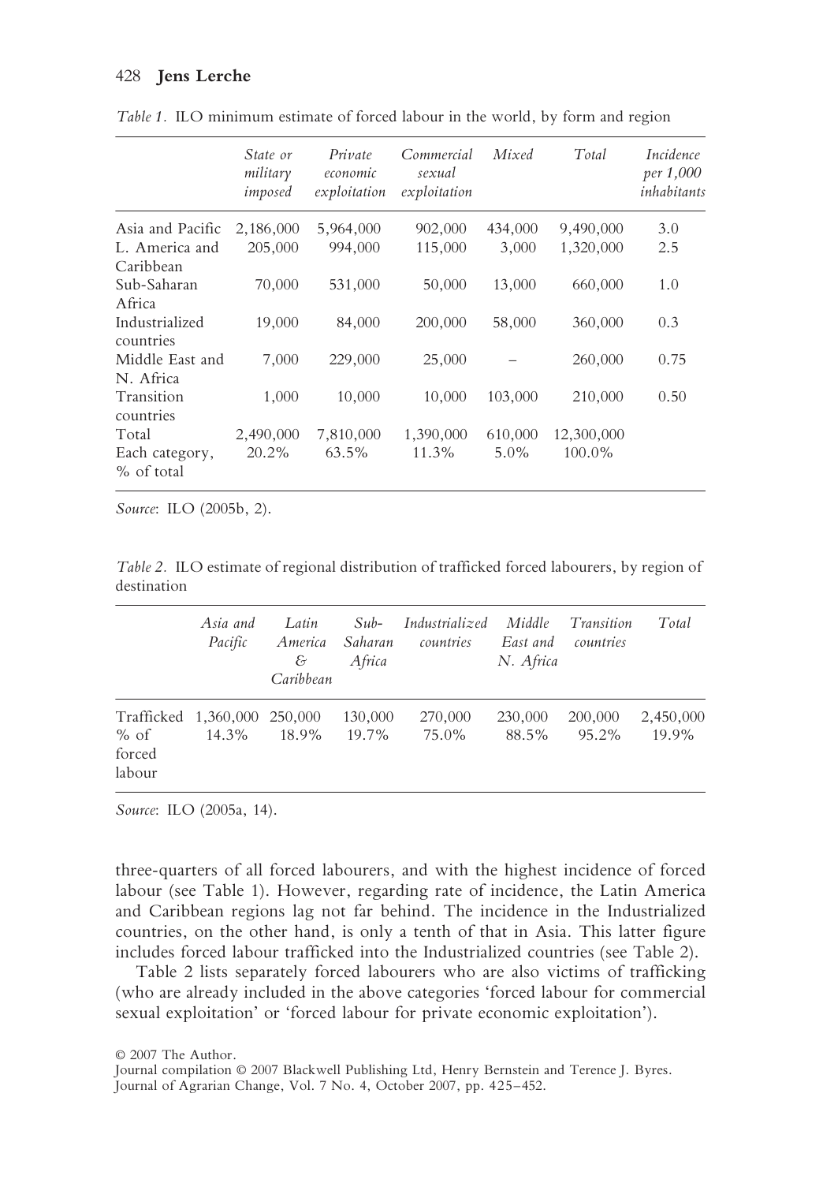*Table 1.* ILO minimum estimate of forced labour in the world, by form and region

| | *State or military imposed* | *Private economic exploitation* | *Commercial sexual exploitation* | *Mixed* | *Total* | *Incidence per 1,000 inhabitants* |
|---|---|---|---|---|---|---|
| Asia and Pacific | 2,186,000 | 5,964,000 | 902,000 | 434,000 | 9,490,000 | 3.0 |
| L. America and Caribbean | 205,000 | 994,000 | 115,000 | 3,000 | 1,320,000 | 2.5 |
| Sub-Saharan Africa | 70,000 | 531,000 | 50,000 | 13,000 | 660,000 | 1.0 |
| Industrialized countries | 19,000 | 84,000 | 200,000 | 58,000 | 360,000 | 0.3 |
| Middle East and N. Africa | 7,000 | 229,000 | 25,000 | – | 260,000 | 0.75 |
| Transition countries | 1,000 | 10,000 | 10,000 | 103,000 | 210,000 | 0.50 |
| Total | 2,490,000 | 7,810,000 | 1,390,000 | 610,000 | 12,300,000 | |
| Each category, % of total | 20.2% | 63.5% | 11.3% | 5.0% | 100.0% | |

*Source*: ILO (2005b, 2).

*Table 2.* ILO estimate of regional distribution of trafficked forced labourers, by region of destination

| | *Asia and Pacific* | *Latin America & Caribbean* | *Sub-Saharan Africa* | *Industrialized countries* | *Middle East and N. Africa* | *Transition countries* | *Total* |
|---|---|---|---|---|---|---|---|
| Trafficked | 1,360,000 | 250,000 | 130,000 | 270,000 | 230,000 | 200,000 | 2,450,000 |
| % of forced labour | 14.3% | 18.9% | 19.7% | 75.0% | 88.5% | 95.2% | 19.9% |

*Source*: ILO (2005a, 14).

three-quarters of all forced labourers, and with the highest incidence of forced labour (see Table 1). However, regarding rate of incidence, the Latin America and Caribbean regions lag not far behind. The incidence in the Industrialized countries, on the other hand, is only a tenth of that in Asia. This latter figure includes forced labour trafficked into the Industrialized countries (see Table 2).

Table 2 lists separately forced labourers who are also victims of trafficking (who are already included in the above categories 'forced labour for commercial sexual exploitation' or 'forced labour for private economic exploitation').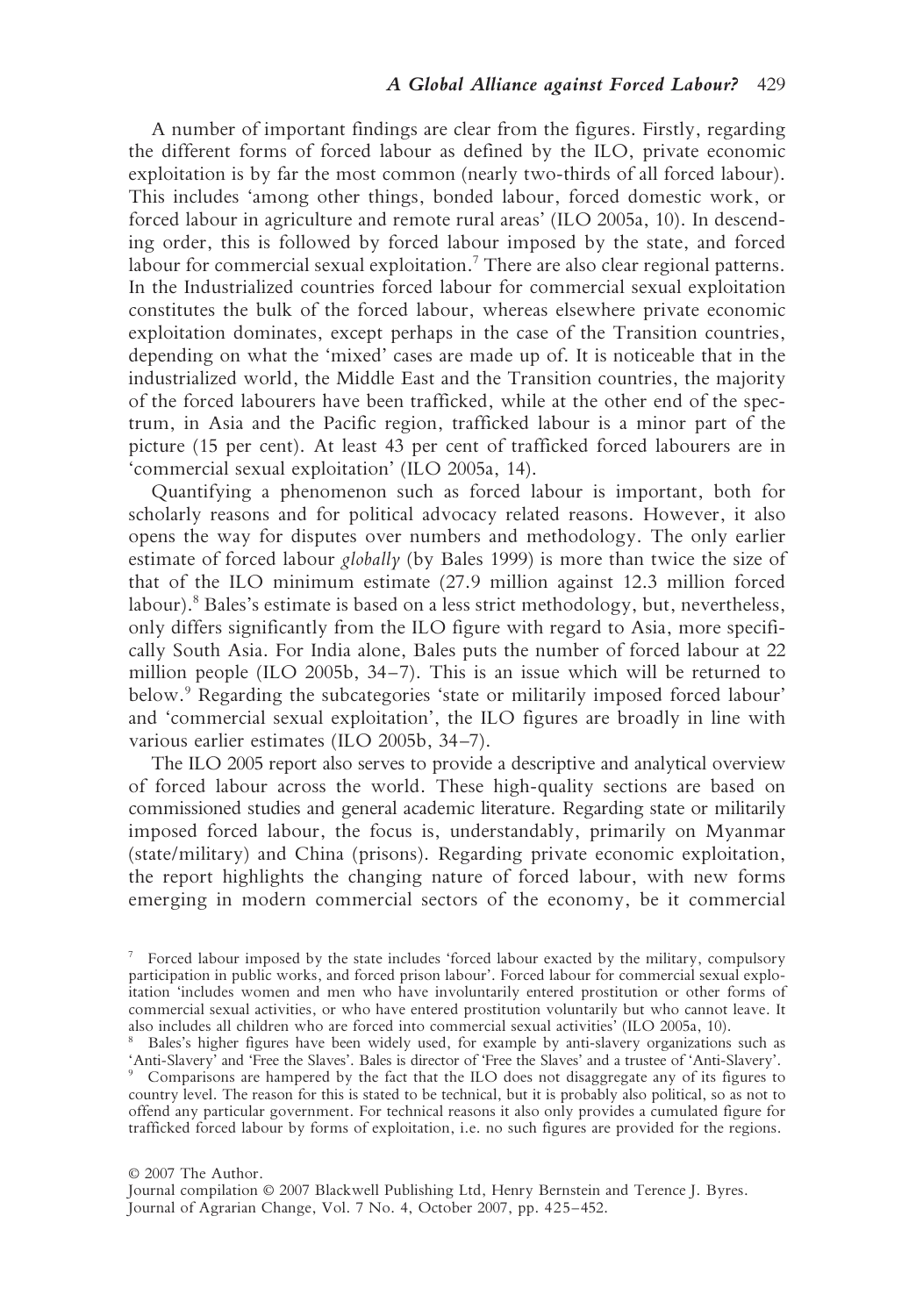A number of important findings are clear from the figures. Firstly, regarding the different forms of forced labour as defined by the ILO, private economic exploitation is by far the most common (nearly two-thirds of all forced labour). This includes 'among other things, bonded labour, forced domestic work, or forced labour in agriculture and remote rural areas' (ILO 2005a, 10). In descending order, this is followed by forced labour imposed by the state, and forced labour for commercial sexual exploitation.[7] There are also clear regional patterns. In the Industrialized countries forced labour for commercial sexual exploitation constitutes the bulk of the forced labour, whereas elsewhere private economic exploitation dominates, except perhaps in the case of the Transition countries, depending on what the 'mixed' cases are made up of. It is noticeable that in the industrialized world, the Middle East and the Transition countries, the majority of the forced labourers have been trafficked, while at the other end of the spectrum, in Asia and the Pacific region, trafficked labour is a minor part of the picture (15 per cent). At least 43 per cent of trafficked forced labourers are in 'commercial sexual exploitation' (ILO 2005a, 14).

Quantifying a phenomenon such as forced labour is important, both for scholarly reasons and for political advocacy related reasons. However, it also opens the way for disputes over numbers and methodology. The only earlier estimate of forced labour *globally* (by Bales 1999) is more than twice the size of that of the ILO minimum estimate (27.9 million against 12.3 million forced labour).[8] Bales's estimate is based on a less strict methodology, but, nevertheless, only differs significantly from the ILO figure with regard to Asia, more specifically South Asia. For India alone, Bales puts the number of forced labour at 22 million people (ILO 2005b, 34–7). This is an issue which will be returned to below.[9] Regarding the subcategories 'state or militarily imposed forced labour' and 'commercial sexual exploitation', the ILO figures are broadly in line with various earlier estimates (ILO 2005b, 34–7).

The ILO 2005 report also serves to provide a descriptive and analytical overview of forced labour across the world. These high-quality sections are based on commissioned studies and general academic literature. Regarding state or militarily imposed forced labour, the focus is, understandably, primarily on Myanmar (state/military) and China (prisons). Regarding private economic exploitation, the report highlights the changing nature of forced labour, with new forms emerging in modern commercial sectors of the economy, be it commercial

[7] Forced labour imposed by the state includes 'forced labour exacted by the military, compulsory participation in public works, and forced prison labour'. Forced labour for commercial sexual exploitation 'includes women and men who have involuntarily entered prostitution or other forms of commercial sexual activities, or who have entered prostitution voluntarily but who cannot leave. It also includes all children who are forced into commercial sexual activities' (ILO 2005a, 10).

[8] Bales's higher figures have been widely used, for example by anti-slavery organizations such as 'Anti-Slavery' and 'Free the Slaves'. Bales is director of 'Free the Slaves' and a trustee of 'Anti-Slavery'.

[9] Comparisons are hampered by the fact that the ILO does not disaggregate any of its figures to country level. The reason for this is stated to be technical, but it is probably also political, so as not to offend any particular government. For technical reasons it also only provides a cumulated figure for trafficked forced labour by forms of exploitation, i.e. no such figures are provided for the regions.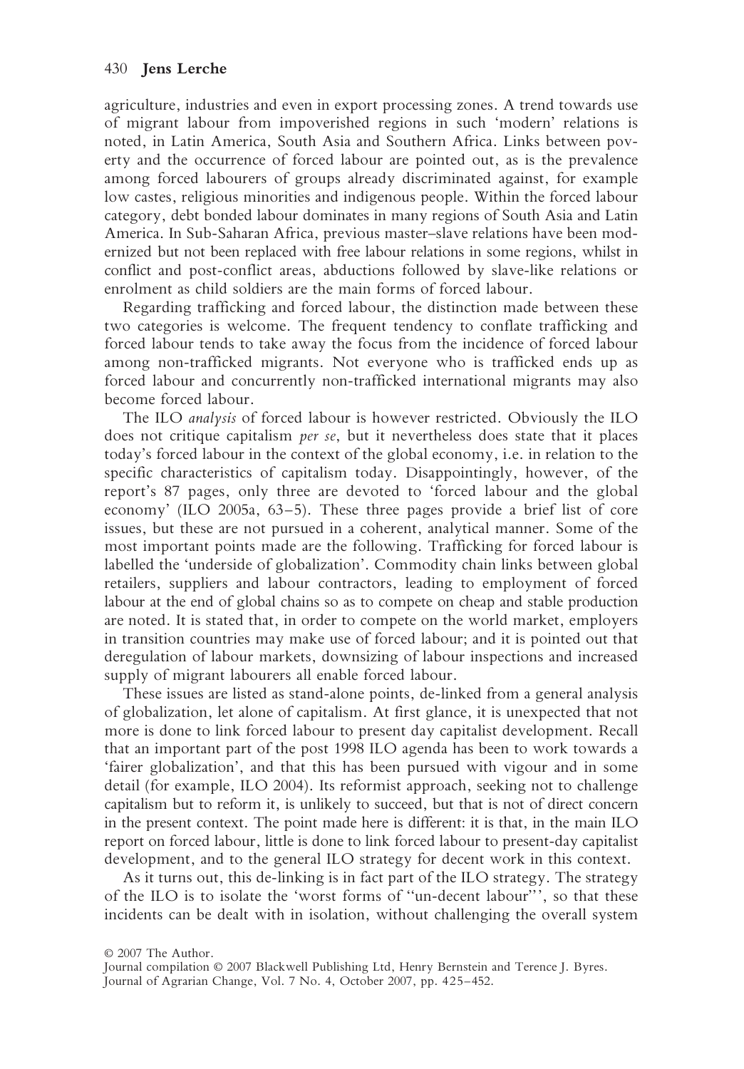agriculture, industries and even in export processing zones. A trend towards use of migrant labour from impoverished regions in such 'modern' relations is noted, in Latin America, South Asia and Southern Africa. Links between poverty and the occurrence of forced labour are pointed out, as is the prevalence among forced labourers of groups already discriminated against, for example low castes, religious minorities and indigenous people. Within the forced labour category, debt bonded labour dominates in many regions of South Asia and Latin America. In Sub-Saharan Africa, previous master–slave relations have been modernized but not been replaced with free labour relations in some regions, whilst in conflict and post-conflict areas, abductions followed by slave-like relations or enrolment as child soldiers are the main forms of forced labour.

Regarding trafficking and forced labour, the distinction made between these two categories is welcome. The frequent tendency to conflate trafficking and forced labour tends to take away the focus from the incidence of forced labour among non-trafficked migrants. Not everyone who is trafficked ends up as forced labour and concurrently non-trafficked international migrants may also become forced labour.

The ILO *analysis* of forced labour is however restricted. Obviously the ILO does not critique capitalism *per se*, but it nevertheless does state that it places today's forced labour in the context of the global economy, i.e. in relation to the specific characteristics of capitalism today. Disappointingly, however, of the report's 87 pages, only three are devoted to 'forced labour and the global economy' (ILO 2005a, 63–5). These three pages provide a brief list of core issues, but these are not pursued in a coherent, analytical manner. Some of the most important points made are the following. Trafficking for forced labour is labelled the 'underside of globalization'. Commodity chain links between global retailers, suppliers and labour contractors, leading to employment of forced labour at the end of global chains so as to compete on cheap and stable production are noted. It is stated that, in order to compete on the world market, employers in transition countries may make use of forced labour; and it is pointed out that deregulation of labour markets, downsizing of labour inspections and increased supply of migrant labourers all enable forced labour.

These issues are listed as stand-alone points, de-linked from a general analysis of globalization, let alone of capitalism. At first glance, it is unexpected that not more is done to link forced labour to present day capitalist development. Recall that an important part of the post 1998 ILO agenda has been to work towards a 'fairer globalization', and that this has been pursued with vigour and in some detail (for example, ILO 2004). Its reformist approach, seeking not to challenge capitalism but to reform it, is unlikely to succeed, but that is not of direct concern in the present context. The point made here is different: it is that, in the main ILO report on forced labour, little is done to link forced labour to present-day capitalist development, and to the general ILO strategy for decent work in this context.

As it turns out, this de-linking is in fact part of the ILO strategy. The strategy of the ILO is to isolate the 'worst forms of "un-decent labour"', so that these incidents can be dealt with in isolation, without challenging the overall system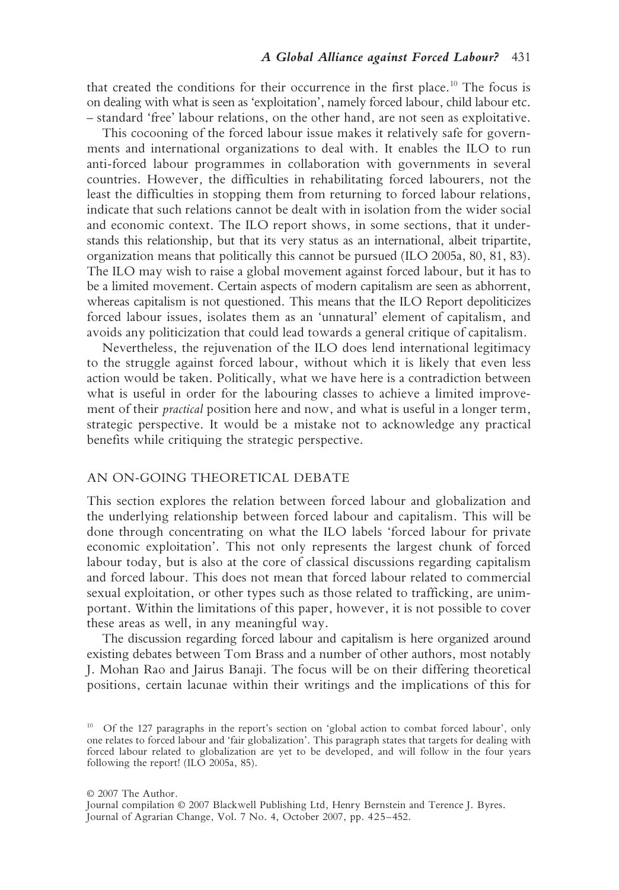that created the conditions for their occurrence in the first place.[10] The focus is on dealing with what is seen as 'exploitation', namely forced labour, child labour etc. – standard 'free' labour relations, on the other hand, are not seen as exploitative.

This cocooning of the forced labour issue makes it relatively safe for governments and international organizations to deal with. It enables the ILO to run anti-forced labour programmes in collaboration with governments in several countries. However, the difficulties in rehabilitating forced labourers, not the least the difficulties in stopping them from returning to forced labour relations, indicate that such relations cannot be dealt with in isolation from the wider social and economic context. The ILO report shows, in some sections, that it understands this relationship, but that its very status as an international, albeit tripartite, organization means that politically this cannot be pursued (ILO 2005a, 80, 81, 83). The ILO may wish to raise a global movement against forced labour, but it has to be a limited movement. Certain aspects of modern capitalism are seen as abhorrent, whereas capitalism is not questioned. This means that the ILO Report depoliticizes forced labour issues, isolates them as an 'unnatural' element of capitalism, and avoids any politicization that could lead towards a general critique of capitalism.

Nevertheless, the rejuvenation of the ILO does lend international legitimacy to the struggle against forced labour, without which it is likely that even less action would be taken. Politically, what we have here is a contradiction between what is useful in order for the labouring classes to achieve a limited improvement of their *practical* position here and now, and what is useful in a longer term, strategic perspective. It would be a mistake not to acknowledge any practical benefits while critiquing the strategic perspective.

## AN ON-GOING THEORETICAL DEBATE

This section explores the relation between forced labour and globalization and the underlying relationship between forced labour and capitalism. This will be done through concentrating on what the ILO labels 'forced labour for private economic exploitation'. This not only represents the largest chunk of forced labour today, but is also at the core of classical discussions regarding capitalism and forced labour. This does not mean that forced labour related to commercial sexual exploitation, or other types such as those related to trafficking, are unimportant. Within the limitations of this paper, however, it is not possible to cover these areas as well, in any meaningful way.

The discussion regarding forced labour and capitalism is here organized around existing debates between Tom Brass and a number of other authors, most notably J. Mohan Rao and Jairus Banaji. The focus will be on their differing theoretical positions, certain lacunae within their writings and the implications of this for

[10] Of the 127 paragraphs in the report's section on 'global action to combat forced labour', only one relates to forced labour and 'fair globalization'. This paragraph states that targets for dealing with forced labour related to globalization are yet to be developed, and will follow in the four years following the report! (ILO 2005a, 85).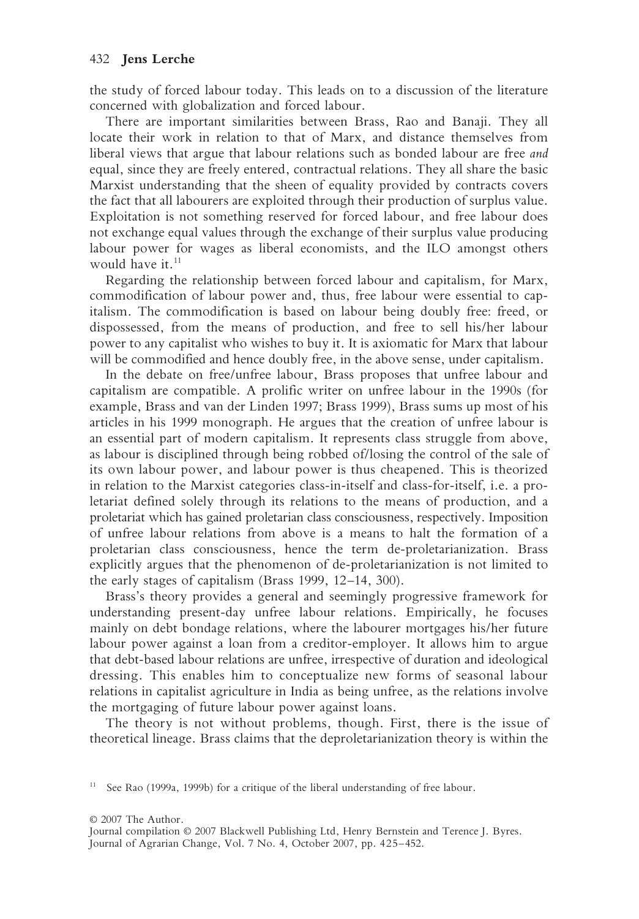the study of forced labour today. This leads on to a discussion of the literature concerned with globalization and forced labour.

There are important similarities between Brass, Rao and Banaji. They all locate their work in relation to that of Marx, and distance themselves from liberal views that argue that labour relations such as bonded labour are free *and* equal, since they are freely entered, contractual relations. They all share the basic Marxist understanding that the sheen of equality provided by contracts covers the fact that all labourers are exploited through their production of surplus value. Exploitation is not something reserved for forced labour, and free labour does not exchange equal values through the exchange of their surplus value producing labour power for wages as liberal economists, and the ILO amongst others would have it.[11]

Regarding the relationship between forced labour and capitalism, for Marx, commodification of labour power and, thus, free labour were essential to capitalism. The commodification is based on labour being doubly free: freed, or dispossessed, from the means of production, and free to sell his/her labour power to any capitalist who wishes to buy it. It is axiomatic for Marx that labour will be commodified and hence doubly free, in the above sense, under capitalism.

In the debate on free/unfree labour, Brass proposes that unfree labour and capitalism are compatible. A prolific writer on unfree labour in the 1990s (for example, Brass and van der Linden 1997; Brass 1999), Brass sums up most of his articles in his 1999 monograph. He argues that the creation of unfree labour is an essential part of modern capitalism. It represents class struggle from above, as labour is disciplined through being robbed of/losing the control of the sale of its own labour power, and labour power is thus cheapened. This is theorized in relation to the Marxist categories class-in-itself and class-for-itself, i.e. a proletariat defined solely through its relations to the means of production, and a proletariat which has gained proletarian class consciousness, respectively. Imposition of unfree labour relations from above is a means to halt the formation of a proletarian class consciousness, hence the term de-proletarianization. Brass explicitly argues that the phenomenon of de-proletarianization is not limited to the early stages of capitalism (Brass 1999, 12–14, 300).

Brass's theory provides a general and seemingly progressive framework for understanding present-day unfree labour relations. Empirically, he focuses mainly on debt bondage relations, where the labourer mortgages his/her future labour power against a loan from a creditor-employer. It allows him to argue that debt-based labour relations are unfree, irrespective of duration and ideological dressing. This enables him to conceptualize new forms of seasonal labour relations in capitalist agriculture in India as being unfree, as the relations involve the mortgaging of future labour power against loans.

The theory is not without problems, though. First, there is the issue of theoretical lineage. Brass claims that the deproletarianization theory is within the

[11] See Rao (1999a, 1999b) for a critique of the liberal understanding of free labour.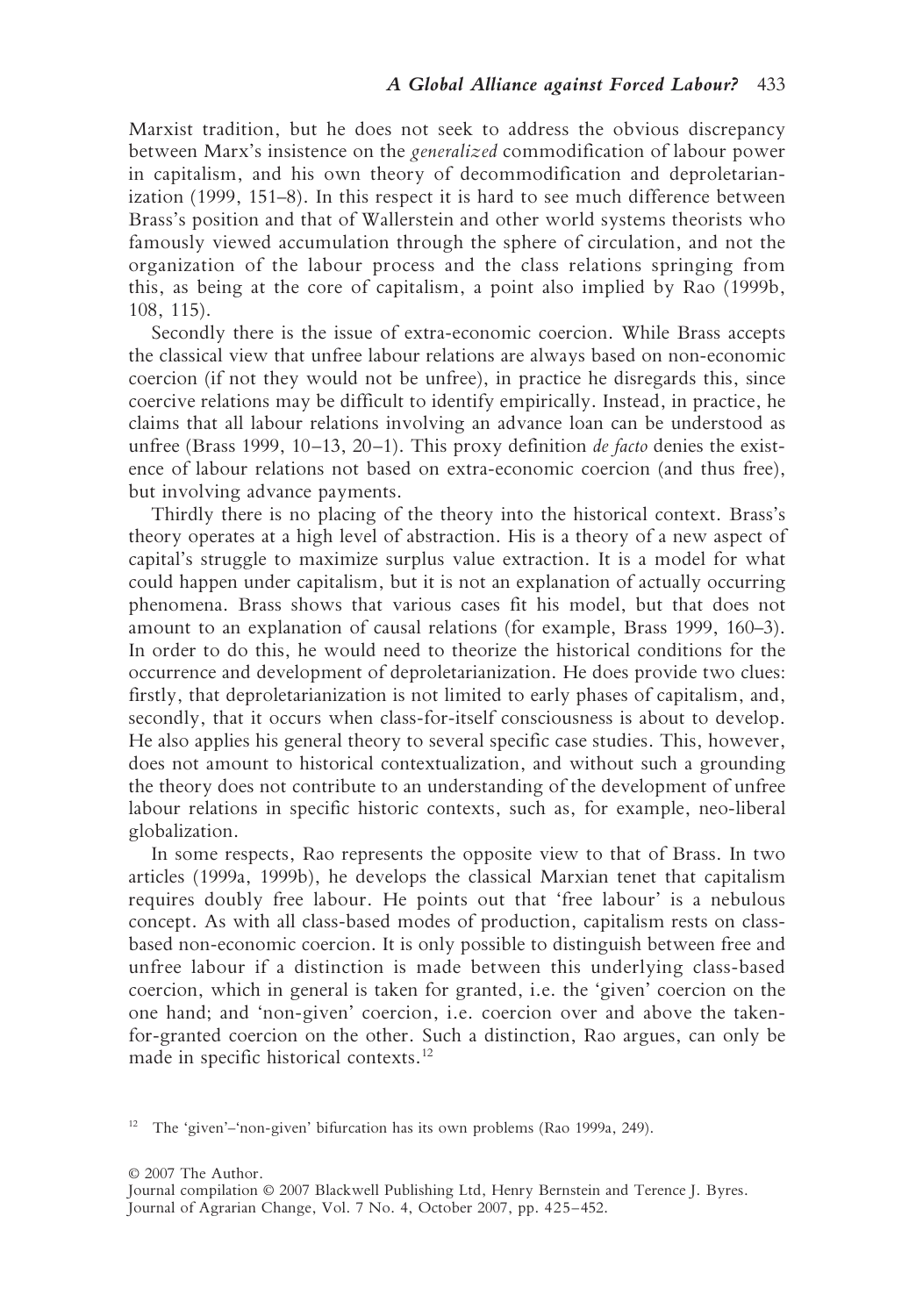Marxist tradition, but he does not seek to address the obvious discrepancy between Marx's insistence on the *generalized* commodification of labour power in capitalism, and his own theory of decommodification and deproletarianization (1999, 151–8). In this respect it is hard to see much difference between Brass's position and that of Wallerstein and other world systems theorists who famously viewed accumulation through the sphere of circulation, and not the organization of the labour process and the class relations springing from this, as being at the core of capitalism, a point also implied by Rao (1999b, 108, 115).

Secondly there is the issue of extra-economic coercion. While Brass accepts the classical view that unfree labour relations are always based on non-economic coercion (if not they would not be unfree), in practice he disregards this, since coercive relations may be difficult to identify empirically. Instead, in practice, he claims that all labour relations involving an advance loan can be understood as unfree (Brass 1999, 10–13, 20–1). This proxy definition *de facto* denies the existence of labour relations not based on extra-economic coercion (and thus free), but involving advance payments.

Thirdly there is no placing of the theory into the historical context. Brass's theory operates at a high level of abstraction. His is a theory of a new aspect of capital's struggle to maximize surplus value extraction. It is a model for what could happen under capitalism, but it is not an explanation of actually occurring phenomena. Brass shows that various cases fit his model, but that does not amount to an explanation of causal relations (for example, Brass 1999, 160–3). In order to do this, he would need to theorize the historical conditions for the occurrence and development of deproletarianization. He does provide two clues: firstly, that deproletarianization is not limited to early phases of capitalism, and, secondly, that it occurs when class-for-itself consciousness is about to develop. He also applies his general theory to several specific case studies. This, however, does not amount to historical contextualization, and without such a grounding the theory does not contribute to an understanding of the development of unfree labour relations in specific historic contexts, such as, for example, neo-liberal globalization.

In some respects, Rao represents the opposite view to that of Brass. In two articles (1999a, 1999b), he develops the classical Marxian tenet that capitalism requires doubly free labour. He points out that 'free labour' is a nebulous concept. As with all class-based modes of production, capitalism rests on class-based non-economic coercion. It is only possible to distinguish between free and unfree labour if a distinction is made between this underlying class-based coercion, which in general is taken for granted, i.e. the 'given' coercion on the one hand; and 'non-given' coercion, i.e. coercion over and above the taken-for-granted coercion on the other. Such a distinction, Rao argues, can only be made in specific historical contexts.[12]

[12] The 'given'–'non-given' bifurcation has its own problems (Rao 1999a, 249).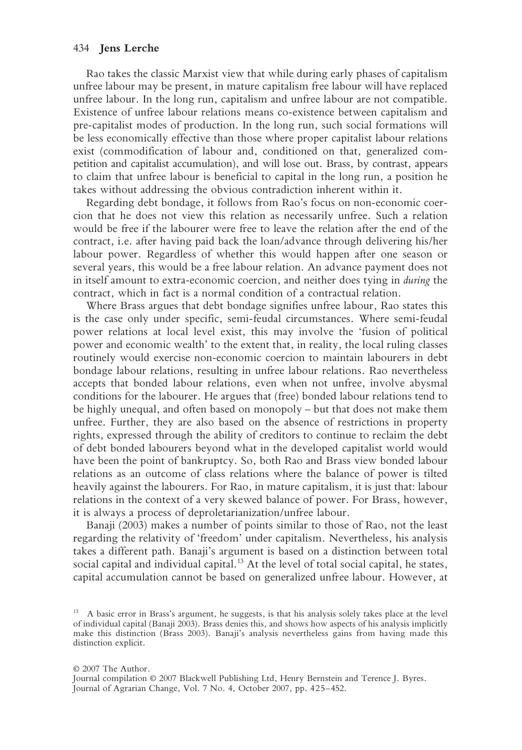Rao takes the classic Marxist view that while during early phases of capitalism unfree labour may be present, in mature capitalism free labour will have replaced unfree labour. In the long run, capitalism and unfree labour are not compatible. Existence of unfree labour relations means co-existence between capitalism and pre-capitalist modes of production. In the long run, such social formations will be less economically effective than those where proper capitalist labour relations exist (commodification of labour and, conditioned on that, generalized competition and capitalist accumulation), and will lose out. Brass, by contrast, appears to claim that unfree labour is beneficial to capital in the long run, a position he takes without addressing the obvious contradiction inherent within it.

Regarding debt bondage, it follows from Rao's focus on non-economic coercion that he does not view this relation as necessarily unfree. Such a relation would be free if the labourer were free to leave the relation after the end of the contract, i.e. after having paid back the loan/advance through delivering his/her labour power. Regardless of whether this would happen after one season or several years, this would be a free labour relation. An advance payment does not in itself amount to extra-economic coercion, and neither does tying in *during* the contract, which in fact is a normal condition of a contractual relation.

Where Brass argues that debt bondage signifies unfree labour, Rao states this is the case only under specific, semi-feudal circumstances. Where semi-feudal power relations at local level exist, this may involve the 'fusion of political power and economic wealth' to the extent that, in reality, the local ruling classes routinely would exercise non-economic coercion to maintain labourers in debt bondage labour relations, resulting in unfree labour relations. Rao nevertheless accepts that bonded labour relations, even when not unfree, involve abysmal conditions for the labourer. He argues that (free) bonded labour relations tend to be highly unequal, and often based on monopoly – but that does not make them unfree. Further, they are also based on the absence of restrictions in property rights, expressed through the ability of creditors to continue to reclaim the debt of debt bonded labourers beyond what in the developed capitalist world would have been the point of bankruptcy. So, both Rao and Brass view bonded labour relations as an outcome of class relations where the balance of power is tilted heavily against the labourers. For Rao, in mature capitalism, it is just that: labour relations in the context of a very skewed balance of power. For Brass, however, it is always a process of deproletarianization/unfree labour.

Banaji (2003) makes a number of points similar to those of Rao, not the least regarding the relativity of 'freedom' under capitalism. Nevertheless, his analysis takes a different path. Banaji's argument is based on a distinction between total social capital and individual capital.[13] At the level of total social capital, he states, capital accumulation cannot be based on generalized unfree labour. However, at

[13] A basic error in Brass's argument, he suggests, is that his analysis solely takes place at the level of individual capital (Banaji 2003). Brass denies this, and shows how aspects of his analysis implicitly make this distinction (Brass 2003). Banaji's analysis nevertheless gains from having made this distinction explicit.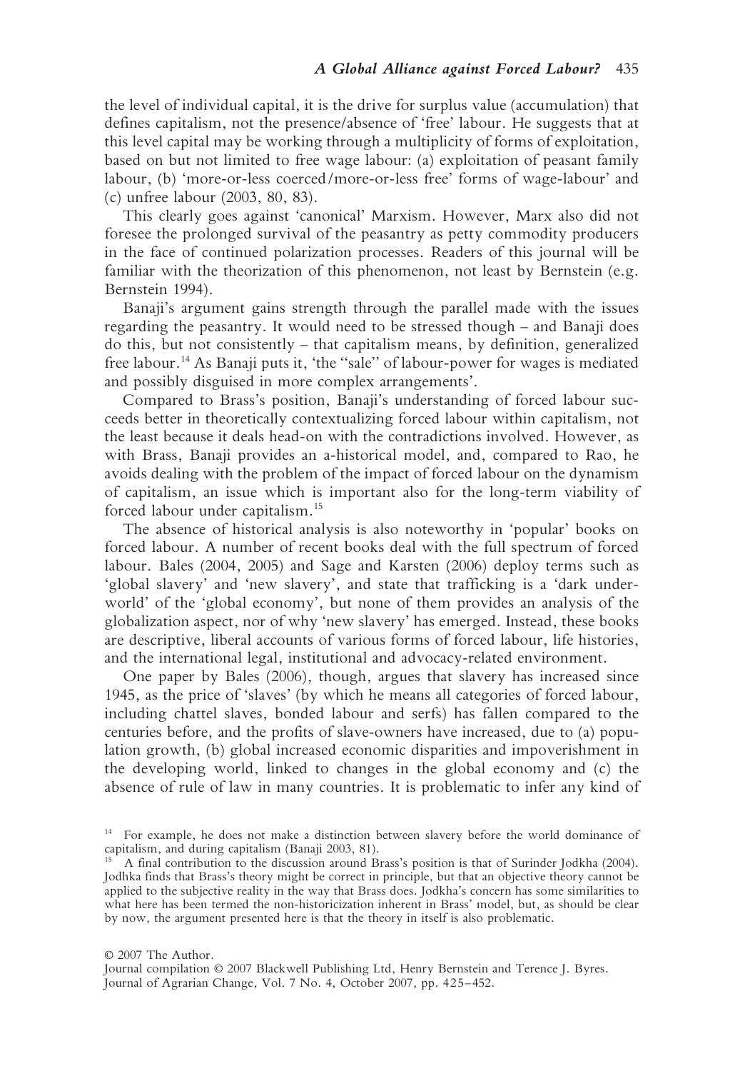the level of individual capital, it is the drive for surplus value (accumulation) that defines capitalism, not the presence/absence of 'free' labour. He suggests that at this level capital may be working through a multiplicity of forms of exploitation, based on but not limited to free wage labour: (a) exploitation of peasant family labour, (b) 'more-or-less coerced/more-or-less free' forms of wage-labour' and (c) unfree labour (2003, 80, 83).

This clearly goes against 'canonical' Marxism. However, Marx also did not foresee the prolonged survival of the peasantry as petty commodity producers in the face of continued polarization processes. Readers of this journal will be familiar with the theorization of this phenomenon, not least by Bernstein (e.g. Bernstein 1994).

Banaji's argument gains strength through the parallel made with the issues regarding the peasantry. It would need to be stressed though – and Banaji does do this, but not consistently – that capitalism means, by definition, generalized free labour.[14] As Banaji puts it, 'the "sale" of labour-power for wages is mediated and possibly disguised in more complex arrangements'.

Compared to Brass's position, Banaji's understanding of forced labour succeeds better in theoretically contextualizing forced labour within capitalism, not the least because it deals head-on with the contradictions involved. However, as with Brass, Banaji provides an a-historical model, and, compared to Rao, he avoids dealing with the problem of the impact of forced labour on the dynamism of capitalism, an issue which is important also for the long-term viability of forced labour under capitalism.[15]

The absence of historical analysis is also noteworthy in 'popular' books on forced labour. A number of recent books deal with the full spectrum of forced labour. Bales (2004, 2005) and Sage and Karsten (2006) deploy terms such as 'global slavery' and 'new slavery', and state that trafficking is a 'dark underworld' of the 'global economy', but none of them provides an analysis of the globalization aspect, nor of why 'new slavery' has emerged. Instead, these books are descriptive, liberal accounts of various forms of forced labour, life histories, and the international legal, institutional and advocacy-related environment.

One paper by Bales (2006), though, argues that slavery has increased since 1945, as the price of 'slaves' (by which he means all categories of forced labour, including chattel slaves, bonded labour and serfs) has fallen compared to the centuries before, and the profits of slave-owners have increased, due to (a) population growth, (b) global increased economic disparities and impoverishment in the developing world, linked to changes in the global economy and (c) the absence of rule of law in many countries. It is problematic to infer any kind of

[14] For example, he does not make a distinction between slavery before the world dominance of capitalism, and during capitalism (Banaji 2003, 81).

[15] A final contribution to the discussion around Brass's position is that of Surinder Jodkha (2004). Jodhka finds that Brass's theory might be correct in principle, but that an objective theory cannot be applied to the subjective reality in the way that Brass does. Jodkha's concern has some similarities to what here has been termed the non-historicization inherent in Brass' model, but, as should be clear by now, the argument presented here is that the theory in itself is also problematic.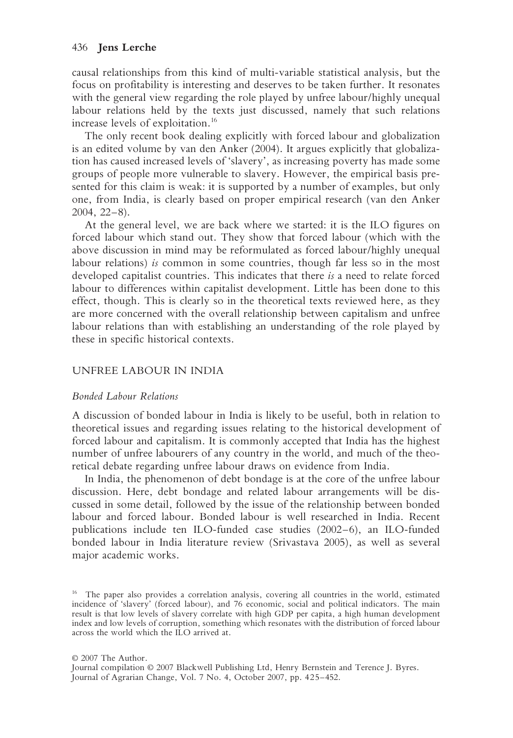causal relationships from this kind of multi-variable statistical analysis, but the focus on profitability is interesting and deserves to be taken further. It resonates with the general view regarding the role played by unfree labour/highly unequal labour relations held by the texts just discussed, namely that such relations increase levels of exploitation.[16]

The only recent book dealing explicitly with forced labour and globalization is an edited volume by van den Anker (2004). It argues explicitly that globalization has caused increased levels of 'slavery', as increasing poverty has made some groups of people more vulnerable to slavery. However, the empirical basis presented for this claim is weak: it is supported by a number of examples, but only one, from India, is clearly based on proper empirical research (van den Anker 2004, 22–8).

At the general level, we are back where we started: it is the ILO figures on forced labour which stand out. They show that forced labour (which with the above discussion in mind may be reformulated as forced labour/highly unequal labour relations) *is* common in some countries, though far less so in the most developed capitalist countries. This indicates that there *is* a need to relate forced labour to differences within capitalist development. Little has been done to this effect, though. This is clearly so in the theoretical texts reviewed here, as they are more concerned with the overall relationship between capitalism and unfree labour relations than with establishing an understanding of the role played by these in specific historical contexts.

## UNFREE LABOUR IN INDIA

### *Bonded Labour Relations*

A discussion of bonded labour in India is likely to be useful, both in relation to theoretical issues and regarding issues relating to the historical development of forced labour and capitalism. It is commonly accepted that India has the highest number of unfree labourers of any country in the world, and much of the theoretical debate regarding unfree labour draws on evidence from India.

In India, the phenomenon of debt bondage is at the core of the unfree labour discussion. Here, debt bondage and related labour arrangements will be discussed in some detail, followed by the issue of the relationship between bonded labour and forced labour. Bonded labour is well researched in India. Recent publications include ten ILO-funded case studies (2002–6), an ILO-funded bonded labour in India literature review (Srivastava 2005), as well as several major academic works.

[16] The paper also provides a correlation analysis, covering all countries in the world, estimated incidence of 'slavery' (forced labour), and 76 economic, social and political indicators. The main result is that low levels of slavery correlate with high GDP per capita, a high human development index and low levels of corruption, something which resonates with the distribution of forced labour across the world which the ILO arrived at.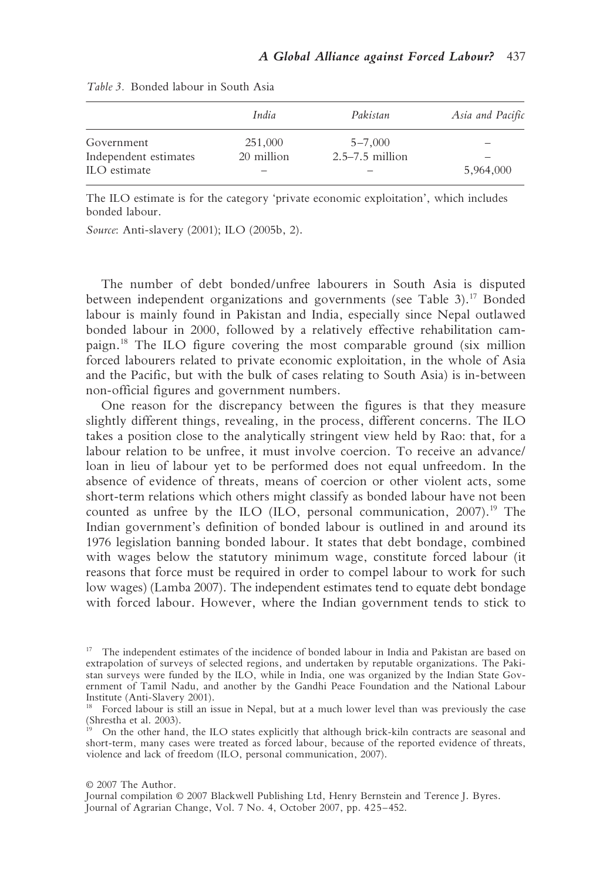*Table 3.* Bonded labour in South Asia

| | *India* | *Pakistan* | *Asia and Pacific* |
|---|---|---|---|
| Government | 251,000 | 5–7,000 | – |
| Independent estimates | 20 million | 2.5–7.5 million | – |
| ILO estimate | – | – | 5,964,000 |

The ILO estimate is for the category 'private economic exploitation', which includes bonded labour.

*Source*: Anti-slavery (2001); ILO (2005b, 2).

The number of debt bonded/unfree labourers in South Asia is disputed between independent organizations and governments (see Table 3).[17] Bonded labour is mainly found in Pakistan and India, especially since Nepal outlawed bonded labour in 2000, followed by a relatively effective rehabilitation campaign.[18] The ILO figure covering the most comparable ground (six million forced labourers related to private economic exploitation, in the whole of Asia and the Pacific, but with the bulk of cases relating to South Asia) is in-between non-official figures and government numbers.

One reason for the discrepancy between the figures is that they measure slightly different things, revealing, in the process, different concerns. The ILO takes a position close to the analytically stringent view held by Rao: that, for a labour relation to be unfree, it must involve coercion. To receive an advance/loan in lieu of labour yet to be performed does not equal unfreedom. In the absence of evidence of threats, means of coercion or other violent acts, some short-term relations which others might classify as bonded labour have not been counted as unfree by the ILO (ILO, personal communication, 2007).[19] The Indian government's definition of bonded labour is outlined in and around its 1976 legislation banning bonded labour. It states that debt bondage, combined with wages below the statutory minimum wage, constitute forced labour (it reasons that force must be required in order to compel labour to work for such low wages) (Lamba 2007). The independent estimates tend to equate debt bondage with forced labour. However, where the Indian government tends to stick to

[17] The independent estimates of the incidence of bonded labour in India and Pakistan are based on extrapolation of surveys of selected regions, and undertaken by reputable organizations. The Pakistan surveys were funded by the ILO, while in India, one was organized by the Indian State Government of Tamil Nadu, and another by the Gandhi Peace Foundation and the National Labour Institute (Anti-Slavery 2001).

[18] Forced labour is still an issue in Nepal, but at a much lower level than was previously the case (Shrestha et al. 2003).

[19] On the other hand, the ILO states explicitly that although brick-kiln contracts are seasonal and short-term, many cases were treated as forced labour, because of the reported evidence of threats, violence and lack of freedom (ILO, personal communication, 2007).

© 2007 The Author.
Journal compilation © 2007 Blackwell Publishing Ltd, Henry Bernstein and Terence J. Byres.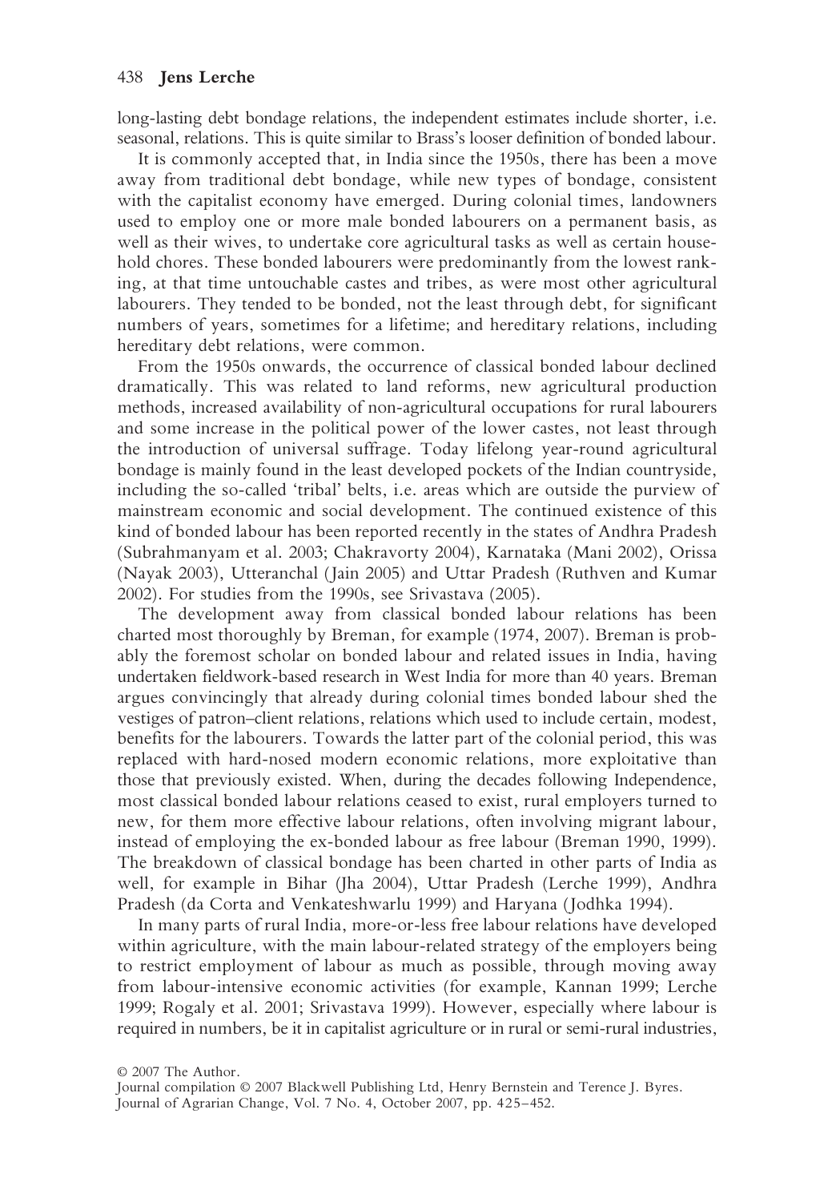long-lasting debt bondage relations, the independent estimates include shorter, i.e. seasonal, relations. This is quite similar to Brass's looser definition of bonded labour.

It is commonly accepted that, in India since the 1950s, there has been a move away from traditional debt bondage, while new types of bondage, consistent with the capitalist economy have emerged. During colonial times, landowners used to employ one or more male bonded labourers on a permanent basis, as well as their wives, to undertake core agricultural tasks as well as certain household chores. These bonded labourers were predominantly from the lowest ranking, at that time untouchable castes and tribes, as were most other agricultural labourers. They tended to be bonded, not the least through debt, for significant numbers of years, sometimes for a lifetime; and hereditary relations, including hereditary debt relations, were common.

From the 1950s onwards, the occurrence of classical bonded labour declined dramatically. This was related to land reforms, new agricultural production methods, increased availability of non-agricultural occupations for rural labourers and some increase in the political power of the lower castes, not least through the introduction of universal suffrage. Today lifelong year-round agricultural bondage is mainly found in the least developed pockets of the Indian countryside, including the so-called 'tribal' belts, i.e. areas which are outside the purview of mainstream economic and social development. The continued existence of this kind of bonded labour has been reported recently in the states of Andhra Pradesh (Subrahmanyam et al. 2003; Chakravorty 2004), Karnataka (Mani 2002), Orissa (Nayak 2003), Utteranchal (Jain 2005) and Uttar Pradesh (Ruthven and Kumar 2002). For studies from the 1990s, see Srivastava (2005).

The development away from classical bonded labour relations has been charted most thoroughly by Breman, for example (1974, 2007). Breman is probably the foremost scholar on bonded labour and related issues in India, having undertaken fieldwork-based research in West India for more than 40 years. Breman argues convincingly that already during colonial times bonded labour shed the vestiges of patron–client relations, relations which used to include certain, modest, benefits for the labourers. Towards the latter part of the colonial period, this was replaced with hard-nosed modern economic relations, more exploitative than those that previously existed. When, during the decades following Independence, most classical bonded labour relations ceased to exist, rural employers turned to new, for them more effective labour relations, often involving migrant labour, instead of employing the ex-bonded labour as free labour (Breman 1990, 1999). The breakdown of classical bondage has been charted in other parts of India as well, for example in Bihar (Jha 2004), Uttar Pradesh (Lerche 1999), Andhra Pradesh (da Corta and Venkateshwarlu 1999) and Haryana (Jodhka 1994).

In many parts of rural India, more-or-less free labour relations have developed within agriculture, with the main labour-related strategy of the employers being to restrict employment of labour as much as possible, through moving away from labour-intensive economic activities (for example, Kannan 1999; Lerche 1999; Rogaly et al. 2001; Srivastava 1999). However, especially where labour is required in numbers, be it in capitalist agriculture or in rural or semi-rural industries,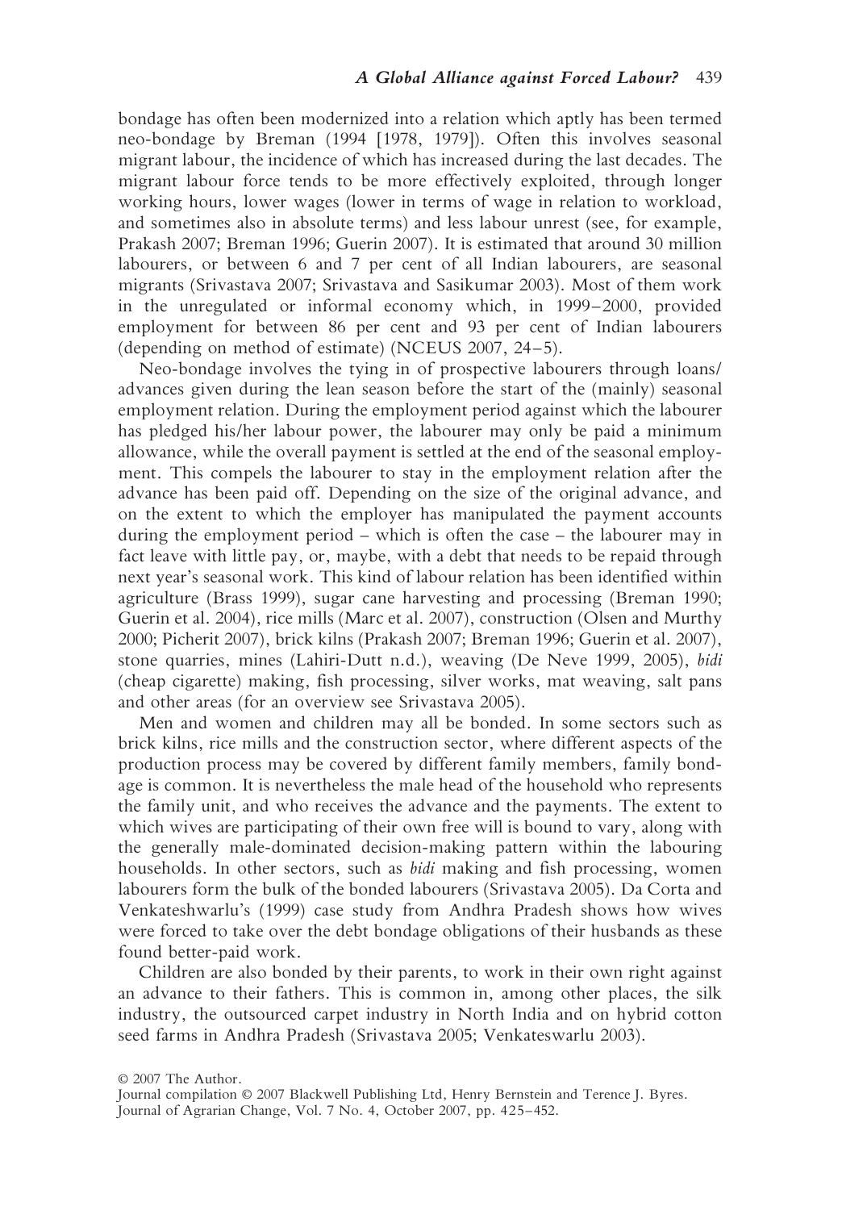bondage has often been modernized into a relation which aptly has been termed neo-bondage by Breman (1994 [1978, 1979]). Often this involves seasonal migrant labour, the incidence of which has increased during the last decades. The migrant labour force tends to be more effectively exploited, through longer working hours, lower wages (lower in terms of wage in relation to workload, and sometimes also in absolute terms) and less labour unrest (see, for example, Prakash 2007; Breman 1996; Guerin 2007). It is estimated that around 30 million labourers, or between 6 and 7 per cent of all Indian labourers, are seasonal migrants (Srivastava 2007; Srivastava and Sasikumar 2003). Most of them work in the unregulated or informal economy which, in 1999–2000, provided employment for between 86 per cent and 93 per cent of Indian labourers (depending on method of estimate) (NCEUS 2007, 24–5).

Neo-bondage involves the tying in of prospective labourers through loans/advances given during the lean season before the start of the (mainly) seasonal employment relation. During the employment period against which the labourer has pledged his/her labour power, the labourer may only be paid a minimum allowance, while the overall payment is settled at the end of the seasonal employment. This compels the labourer to stay in the employment relation after the advance has been paid off. Depending on the size of the original advance, and on the extent to which the employer has manipulated the payment accounts during the employment period – which is often the case – the labourer may in fact leave with little pay, or, maybe, with a debt that needs to be repaid through next year's seasonal work. This kind of labour relation has been identified within agriculture (Brass 1999), sugar cane harvesting and processing (Breman 1990; Guerin et al. 2004), rice mills (Marc et al. 2007), construction (Olsen and Murthy 2000; Picherit 2007), brick kilns (Prakash 2007; Breman 1996; Guerin et al. 2007), stone quarries, mines (Lahiri-Dutt n.d.), weaving (De Neve 1999, 2005), *bidi* (cheap cigarette) making, fish processing, silver works, mat weaving, salt pans and other areas (for an overview see Srivastava 2005).

Men and women and children may all be bonded. In some sectors such as brick kilns, rice mills and the construction sector, where different aspects of the production process may be covered by different family members, family bondage is common. It is nevertheless the male head of the household who represents the family unit, and who receives the advance and the payments. The extent to which wives are participating of their own free will is bound to vary, along with the generally male-dominated decision-making pattern within the labouring households. In other sectors, such as *bidi* making and fish processing, women labourers form the bulk of the bonded labourers (Srivastava 2005). Da Corta and Venkateshwarlu's (1999) case study from Andhra Pradesh shows how wives were forced to take over the debt bondage obligations of their husbands as these found better-paid work.

Children are also bonded by their parents, to work in their own right against an advance to their fathers. This is common in, among other places, the silk industry, the outsourced carpet industry in North India and on hybrid cotton seed farms in Andhra Pradesh (Srivastava 2005; Venkateswarlu 2003).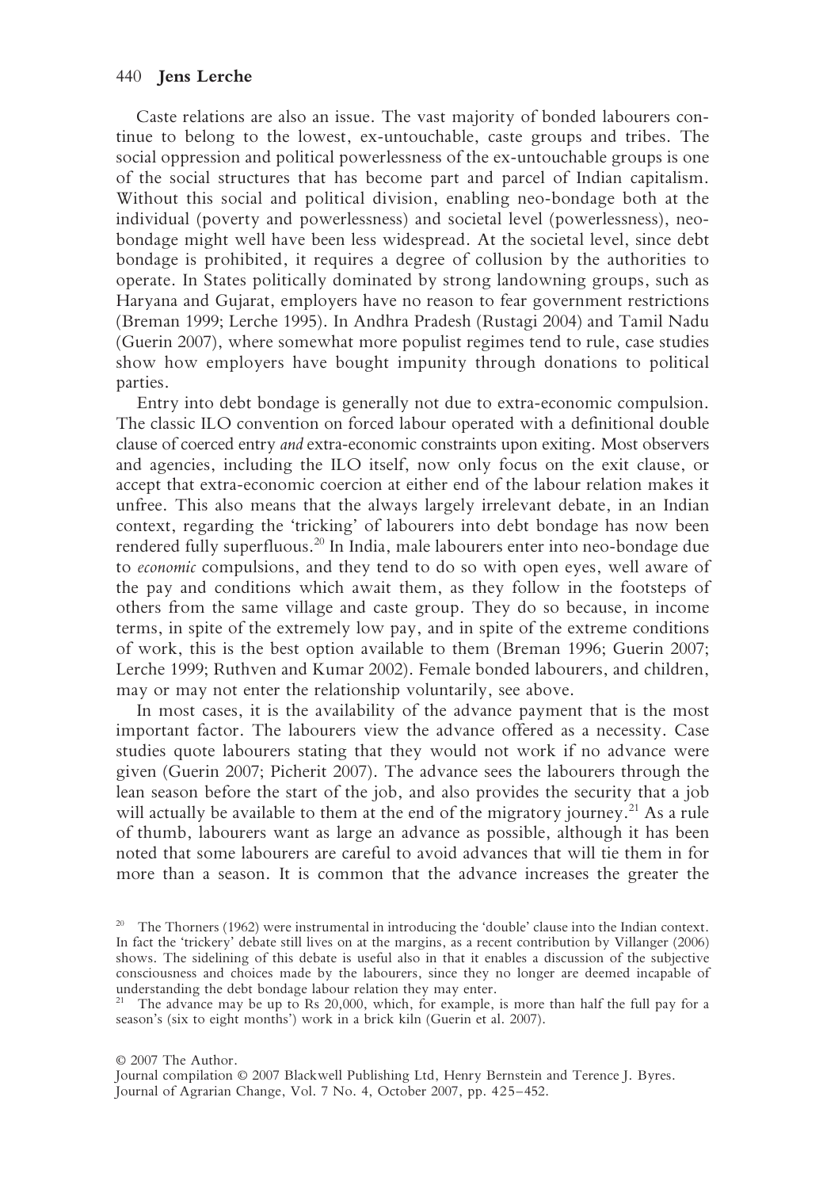Caste relations are also an issue. The vast majority of bonded labourers continue to belong to the lowest, ex-untouchable, caste groups and tribes. The social oppression and political powerlessness of the ex-untouchable groups is one of the social structures that has become part and parcel of Indian capitalism. Without this social and political division, enabling neo-bondage both at the individual (poverty and powerlessness) and societal level (powerlessness), neo-bondage might well have been less widespread. At the societal level, since debt bondage is prohibited, it requires a degree of collusion by the authorities to operate. In States politically dominated by strong landowning groups, such as Haryana and Gujarat, employers have no reason to fear government restrictions (Breman 1999; Lerche 1995). In Andhra Pradesh (Rustagi 2004) and Tamil Nadu (Guerin 2007), where somewhat more populist regimes tend to rule, case studies show how employers have bought impunity through donations to political parties.

Entry into debt bondage is generally not due to extra-economic compulsion. The classic ILO convention on forced labour operated with a definitional double clause of coerced entry *and* extra-economic constraints upon exiting. Most observers and agencies, including the ILO itself, now only focus on the exit clause, or accept that extra-economic coercion at either end of the labour relation makes it unfree. This also means that the always largely irrelevant debate, in an Indian context, regarding the 'tricking' of labourers into debt bondage has now been rendered fully superfluous.[20] In India, male labourers enter into neo-bondage due to *economic* compulsions, and they tend to do so with open eyes, well aware of the pay and conditions which await them, as they follow in the footsteps of others from the same village and caste group. They do so because, in income terms, in spite of the extremely low pay, and in spite of the extreme conditions of work, this is the best option available to them (Breman 1996; Guerin 2007; Lerche 1999; Ruthven and Kumar 2002). Female bonded labourers, and children, may or may not enter the relationship voluntarily, see above.

In most cases, it is the availability of the advance payment that is the most important factor. The labourers view the advance offered as a necessity. Case studies quote labourers stating that they would not work if no advance were given (Guerin 2007; Picherit 2007). The advance sees the labourers through the lean season before the start of the job, and also provides the security that a job will actually be available to them at the end of the migratory journey.[21] As a rule of thumb, labourers want as large an advance as possible, although it has been noted that some labourers are careful to avoid advances that will tie them in for more than a season. It is common that the advance increases the greater the

---

[20] The Thorners (1962) were instrumental in introducing the 'double' clause into the Indian context. In fact the 'trickery' debate still lives on at the margins, as a recent contribution by Villanger (2006) shows. The sidelining of this debate is useful also in that it enables a discussion of the subjective consciousness and choices made by the labourers, since they no longer are deemed incapable of understanding the debt bondage labour relation they may enter.

[21] The advance may be up to Rs 20,000, which, for example, is more than half the full pay for a season's (six to eight months') work in a brick kiln (Guerin et al. 2007).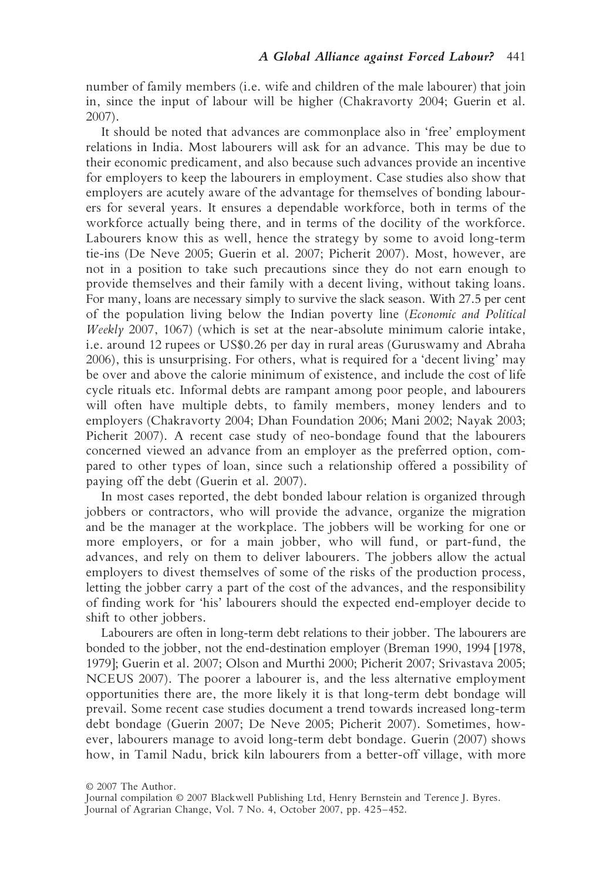number of family members (i.e. wife and children of the male labourer) that join in, since the input of labour will be higher (Chakravorty 2004; Guerin et al. 2007).

It should be noted that advances are commonplace also in 'free' employment relations in India. Most labourers will ask for an advance. This may be due to their economic predicament, and also because such advances provide an incentive for employers to keep the labourers in employment. Case studies also show that employers are acutely aware of the advantage for themselves of bonding labourers for several years. It ensures a dependable workforce, both in terms of the workforce actually being there, and in terms of the docility of the workforce. Labourers know this as well, hence the strategy by some to avoid long-term tie-ins (De Neve 2005; Guerin et al. 2007; Picherit 2007). Most, however, are not in a position to take such precautions since they do not earn enough to provide themselves and their family with a decent living, without taking loans. For many, loans are necessary simply to survive the slack season. With 27.5 per cent of the population living below the Indian poverty line (*Economic and Political Weekly* 2007, 1067) (which is set at the near-absolute minimum calorie intake, i.e. around 12 rupees or US$0.26 per day in rural areas (Guruswamy and Abraha 2006), this is unsurprising. For others, what is required for a 'decent living' may be over and above the calorie minimum of existence, and include the cost of life cycle rituals etc. Informal debts are rampant among poor people, and labourers will often have multiple debts, to family members, money lenders and to employers (Chakravorty 2004; Dhan Foundation 2006; Mani 2002; Nayak 2003; Picherit 2007). A recent case study of neo-bondage found that the labourers concerned viewed an advance from an employer as the preferred option, compared to other types of loan, since such a relationship offered a possibility of paying off the debt (Guerin et al. 2007).

In most cases reported, the debt bonded labour relation is organized through jobbers or contractors, who will provide the advance, organize the migration and be the manager at the workplace. The jobbers will be working for one or more employers, or for a main jobber, who will fund, or part-fund, the advances, and rely on them to deliver labourers. The jobbers allow the actual employers to divest themselves of some of the risks of the production process, letting the jobber carry a part of the cost of the advances, and the responsibility of finding work for 'his' labourers should the expected end-employer decide to shift to other jobbers.

Labourers are often in long-term debt relations to their jobber. The labourers are bonded to the jobber, not the end-destination employer (Breman 1990, 1994 [1978, 1979]; Guerin et al. 2007; Olson and Murthi 2000; Picherit 2007; Srivastava 2005; NCEUS 2007). The poorer a labourer is, and the less alternative employment opportunities there are, the more likely it is that long-term debt bondage will prevail. Some recent case studies document a trend towards increased long-term debt bondage (Guerin 2007; De Neve 2005; Picherit 2007). Sometimes, however, labourers manage to avoid long-term debt bondage. Guerin (2007) shows how, in Tamil Nadu, brick kiln labourers from a better-off village, with more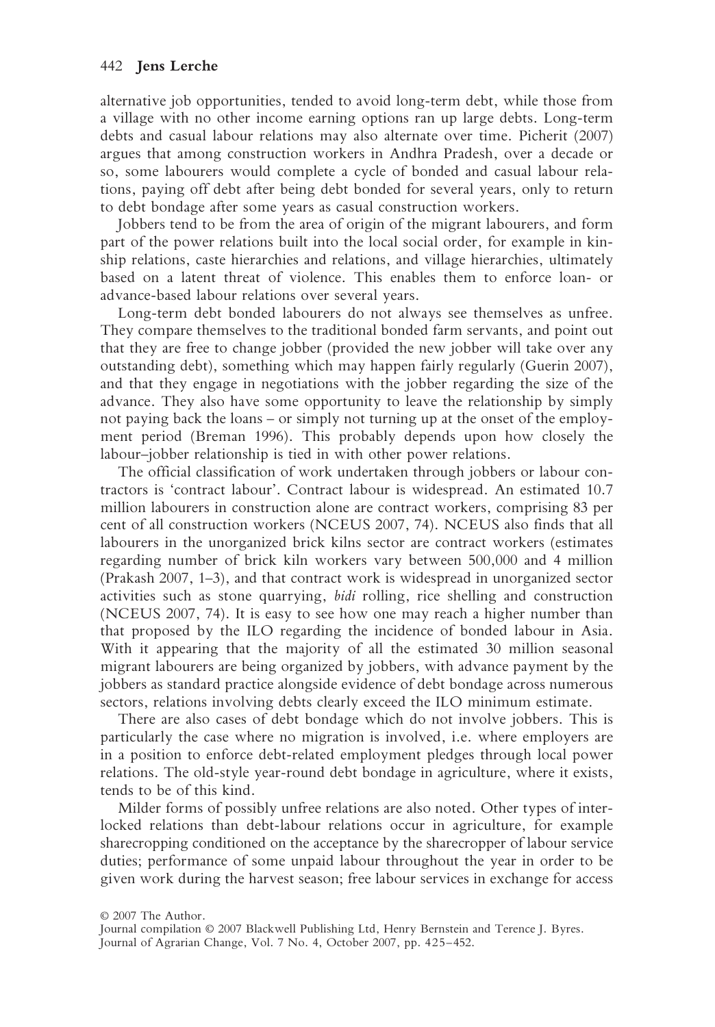alternative job opportunities, tended to avoid long-term debt, while those from a village with no other income earning options ran up large debts. Long-term debts and casual labour relations may also alternate over time. Picherit (2007) argues that among construction workers in Andhra Pradesh, over a decade or so, some labourers would complete a cycle of bonded and casual labour relations, paying off debt after being debt bonded for several years, only to return to debt bondage after some years as casual construction workers.

Jobbers tend to be from the area of origin of the migrant labourers, and form part of the power relations built into the local social order, for example in kinship relations, caste hierarchies and relations, and village hierarchies, ultimately based on a latent threat of violence. This enables them to enforce loan- or advance-based labour relations over several years.

Long-term debt bonded labourers do not always see themselves as unfree. They compare themselves to the traditional bonded farm servants, and point out that they are free to change jobber (provided the new jobber will take over any outstanding debt), something which may happen fairly regularly (Guerin 2007), and that they engage in negotiations with the jobber regarding the size of the advance. They also have some opportunity to leave the relationship by simply not paying back the loans – or simply not turning up at the onset of the employment period (Breman 1996). This probably depends upon how closely the labour–jobber relationship is tied in with other power relations.

The official classification of work undertaken through jobbers or labour contractors is 'contract labour'. Contract labour is widespread. An estimated 10.7 million labourers in construction alone are contract workers, comprising 83 per cent of all construction workers (NCEUS 2007, 74). NCEUS also finds that all labourers in the unorganized brick kilns sector are contract workers (estimates regarding number of brick kiln workers vary between 500,000 and 4 million (Prakash 2007, 1–3), and that contract work is widespread in unorganized sector activities such as stone quarrying, *bidi* rolling, rice shelling and construction (NCEUS 2007, 74). It is easy to see how one may reach a higher number than that proposed by the ILO regarding the incidence of bonded labour in Asia. With it appearing that the majority of all the estimated 30 million seasonal migrant labourers are being organized by jobbers, with advance payment by the jobbers as standard practice alongside evidence of debt bondage across numerous sectors, relations involving debts clearly exceed the ILO minimum estimate.

There are also cases of debt bondage which do not involve jobbers. This is particularly the case where no migration is involved, i.e. where employers are in a position to enforce debt-related employment pledges through local power relations. The old-style year-round debt bondage in agriculture, where it exists, tends to be of this kind.

Milder forms of possibly unfree relations are also noted. Other types of interlocked relations than debt-labour relations occur in agriculture, for example sharecropping conditioned on the acceptance by the sharecropper of labour service duties; performance of some unpaid labour throughout the year in order to be given work during the harvest season; free labour services in exchange for access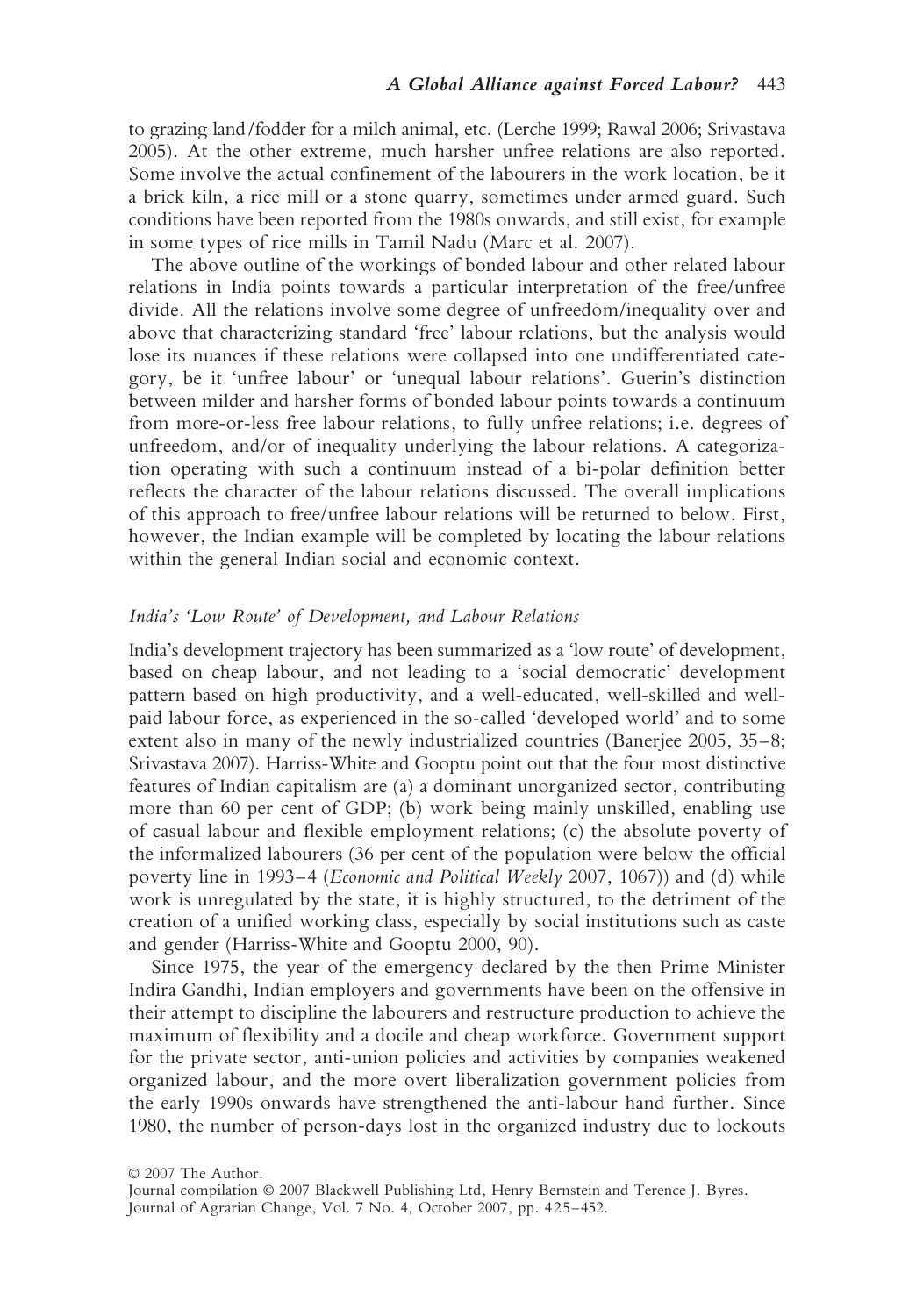to grazing land/fodder for a milch animal, etc. (Lerche 1999; Rawal 2006; Srivastava 2005). At the other extreme, much harsher unfree relations are also reported. Some involve the actual confinement of the labourers in the work location, be it a brick kiln, a rice mill or a stone quarry, sometimes under armed guard. Such conditions have been reported from the 1980s onwards, and still exist, for example in some types of rice mills in Tamil Nadu (Marc et al. 2007).

The above outline of the workings of bonded labour and other related labour relations in India points towards a particular interpretation of the free/unfree divide. All the relations involve some degree of unfreedom/inequality over and above that characterizing standard 'free' labour relations, but the analysis would lose its nuances if these relations were collapsed into one undifferentiated category, be it 'unfree labour' or 'unequal labour relations'. Guerin's distinction between milder and harsher forms of bonded labour points towards a continuum from more-or-less free labour relations, to fully unfree relations; i.e. degrees of unfreedom, and/or of inequality underlying the labour relations. A categorization operating with such a continuum instead of a bi-polar definition better reflects the character of the labour relations discussed. The overall implications of this approach to free/unfree labour relations will be returned to below. First, however, the Indian example will be completed by locating the labour relations within the general Indian social and economic context.

### *India's 'Low Route' of Development, and Labour Relations*

India's development trajectory has been summarized as a 'low route' of development, based on cheap labour, and not leading to a 'social democratic' development pattern based on high productivity, and a well-educated, well-skilled and well-paid labour force, as experienced in the so-called 'developed world' and to some extent also in many of the newly industrialized countries (Banerjee 2005, 35–8; Srivastava 2007). Harriss-White and Gooptu point out that the four most distinctive features of Indian capitalism are (a) a dominant unorganized sector, contributing more than 60 per cent of GDP; (b) work being mainly unskilled, enabling use of casual labour and flexible employment relations; (c) the absolute poverty of the informalized labourers (36 per cent of the population were below the official poverty line in 1993–4 (*Economic and Political Weekly* 2007, 1067)) and (d) while work is unregulated by the state, it is highly structured, to the detriment of the creation of a unified working class, especially by social institutions such as caste and gender (Harriss-White and Gooptu 2000, 90).

Since 1975, the year of the emergency declared by the then Prime Minister Indira Gandhi, Indian employers and governments have been on the offensive in their attempt to discipline the labourers and restructure production to achieve the maximum of flexibility and a docile and cheap workforce. Government support for the private sector, anti-union policies and activities by companies weakened organized labour, and the more overt liberalization government policies from the early 1990s onwards have strengthened the anti-labour hand further. Since 1980, the number of person-days lost in the organized industry due to lockouts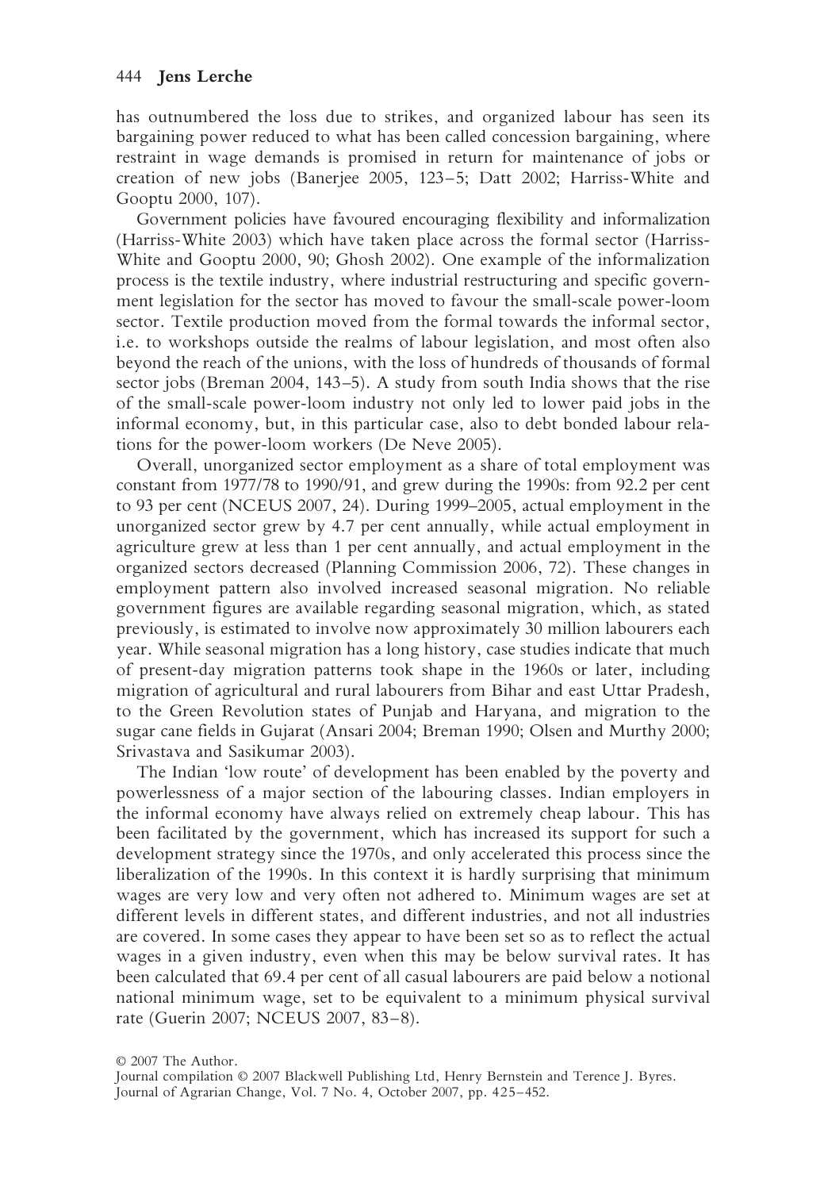has outnumbered the loss due to strikes, and organized labour has seen its bargaining power reduced to what has been called concession bargaining, where restraint in wage demands is promised in return for maintenance of jobs or creation of new jobs (Banerjee 2005, 123–5; Datt 2002; Harriss-White and Gooptu 2000, 107).

Government policies have favoured encouraging flexibility and informalization (Harriss-White 2003) which have taken place across the formal sector (Harriss-White and Gooptu 2000, 90; Ghosh 2002). One example of the informalization process is the textile industry, where industrial restructuring and specific government legislation for the sector has moved to favour the small-scale power-loom sector. Textile production moved from the formal towards the informal sector, i.e. to workshops outside the realms of labour legislation, and most often also beyond the reach of the unions, with the loss of hundreds of thousands of formal sector jobs (Breman 2004, 143–5). A study from south India shows that the rise of the small-scale power-loom industry not only led to lower paid jobs in the informal economy, but, in this particular case, also to debt bonded labour relations for the power-loom workers (De Neve 2005).

Overall, unorganized sector employment as a share of total employment was constant from 1977/78 to 1990/91, and grew during the 1990s: from 92.2 per cent to 93 per cent (NCEUS 2007, 24). During 1999–2005, actual employment in the unorganized sector grew by 4.7 per cent annually, while actual employment in agriculture grew at less than 1 per cent annually, and actual employment in the organized sectors decreased (Planning Commission 2006, 72). These changes in employment pattern also involved increased seasonal migration. No reliable government figures are available regarding seasonal migration, which, as stated previously, is estimated to involve now approximately 30 million labourers each year. While seasonal migration has a long history, case studies indicate that much of present-day migration patterns took shape in the 1960s or later, including migration of agricultural and rural labourers from Bihar and east Uttar Pradesh, to the Green Revolution states of Punjab and Haryana, and migration to the sugar cane fields in Gujarat (Ansari 2004; Breman 1990; Olsen and Murthy 2000; Srivastava and Sasikumar 2003).

The Indian 'low route' of development has been enabled by the poverty and powerlessness of a major section of the labouring classes. Indian employers in the informal economy have always relied on extremely cheap labour. This has been facilitated by the government, which has increased its support for such a development strategy since the 1970s, and only accelerated this process since the liberalization of the 1990s. In this context it is hardly surprising that minimum wages are very low and very often not adhered to. Minimum wages are set at different levels in different states, and different industries, and not all industries are covered. In some cases they appear to have been set so as to reflect the actual wages in a given industry, even when this may be below survival rates. It has been calculated that 69.4 per cent of all casual labourers are paid below a notional national minimum wage, set to be equivalent to a minimum physical survival rate (Guerin 2007; NCEUS 2007, 83–8).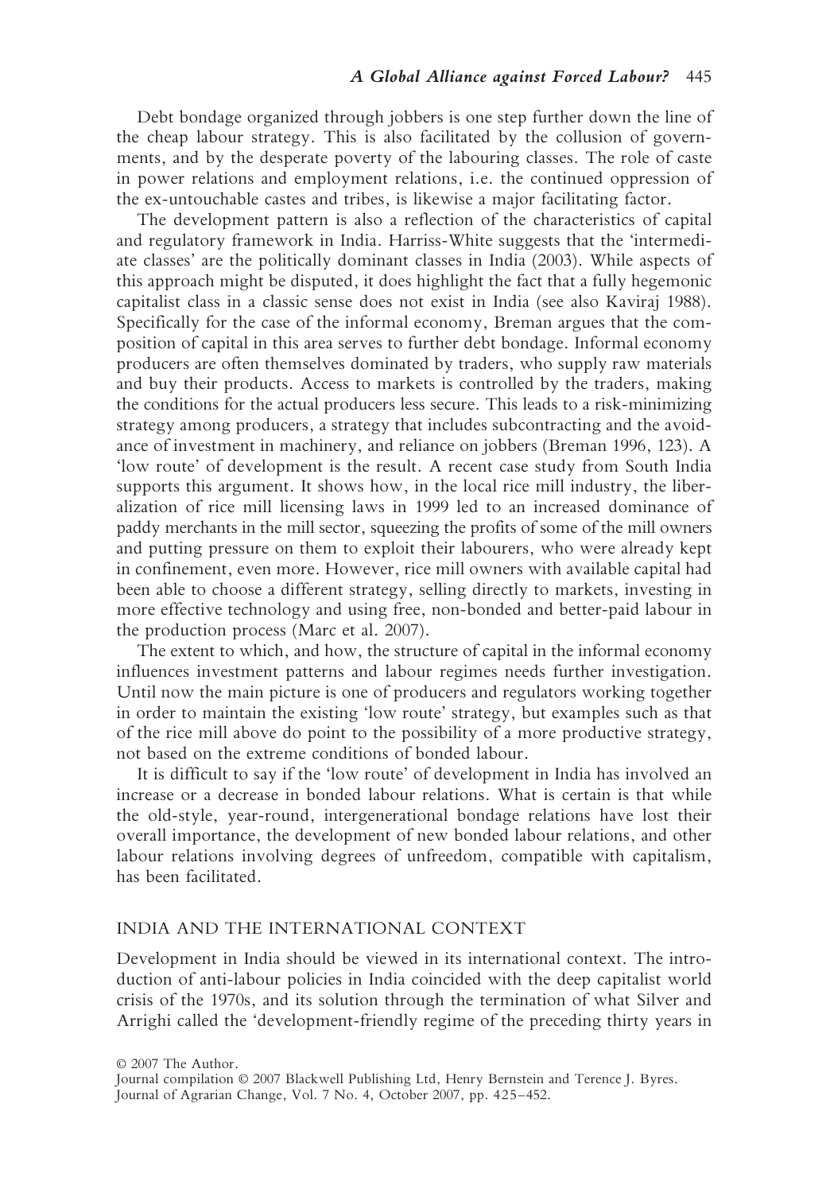Debt bondage organized through jobbers is one step further down the line of the cheap labour strategy. This is also facilitated by the collusion of governments, and by the desperate poverty of the labouring classes. The role of caste in power relations and employment relations, i.e. the continued oppression of the ex-untouchable castes and tribes, is likewise a major facilitating factor.

The development pattern is also a reflection of the characteristics of capital and regulatory framework in India. Harriss-White suggests that the 'intermediate classes' are the politically dominant classes in India (2003). While aspects of this approach might be disputed, it does highlight the fact that a fully hegemonic capitalist class in a classic sense does not exist in India (see also Kaviraj 1988). Specifically for the case of the informal economy, Breman argues that the composition of capital in this area serves to further debt bondage. Informal economy producers are often themselves dominated by traders, who supply raw materials and buy their products. Access to markets is controlled by the traders, making the conditions for the actual producers less secure. This leads to a risk-minimizing strategy among producers, a strategy that includes subcontracting and the avoidance of investment in machinery, and reliance on jobbers (Breman 1996, 123). A 'low route' of development is the result. A recent case study from South India supports this argument. It shows how, in the local rice mill industry, the liberalization of rice mill licensing laws in 1999 led to an increased dominance of paddy merchants in the mill sector, squeezing the profits of some of the mill owners and putting pressure on them to exploit their labourers, who were already kept in confinement, even more. However, rice mill owners with available capital had been able to choose a different strategy, selling directly to markets, investing in more effective technology and using free, non-bonded and better-paid labour in the production process (Marc et al. 2007).

The extent to which, and how, the structure of capital in the informal economy influences investment patterns and labour regimes needs further investigation. Until now the main picture is one of producers and regulators working together in order to maintain the existing 'low route' strategy, but examples such as that of the rice mill above do point to the possibility of a more productive strategy, not based on the extreme conditions of bonded labour.

It is difficult to say if the 'low route' of development in India has involved an increase or a decrease in bonded labour relations. What is certain is that while the old-style, year-round, intergenerational bondage relations have lost their overall importance, the development of new bonded labour relations, and other labour relations involving degrees of unfreedom, compatible with capitalism, has been facilitated.

## INDIA AND THE INTERNATIONAL CONTEXT

Development in India should be viewed in its international context. The introduction of anti-labour policies in India coincided with the deep capitalist world crisis of the 1970s, and its solution through the termination of what Silver and Arrighi called the 'development-friendly regime of the preceding thirty years in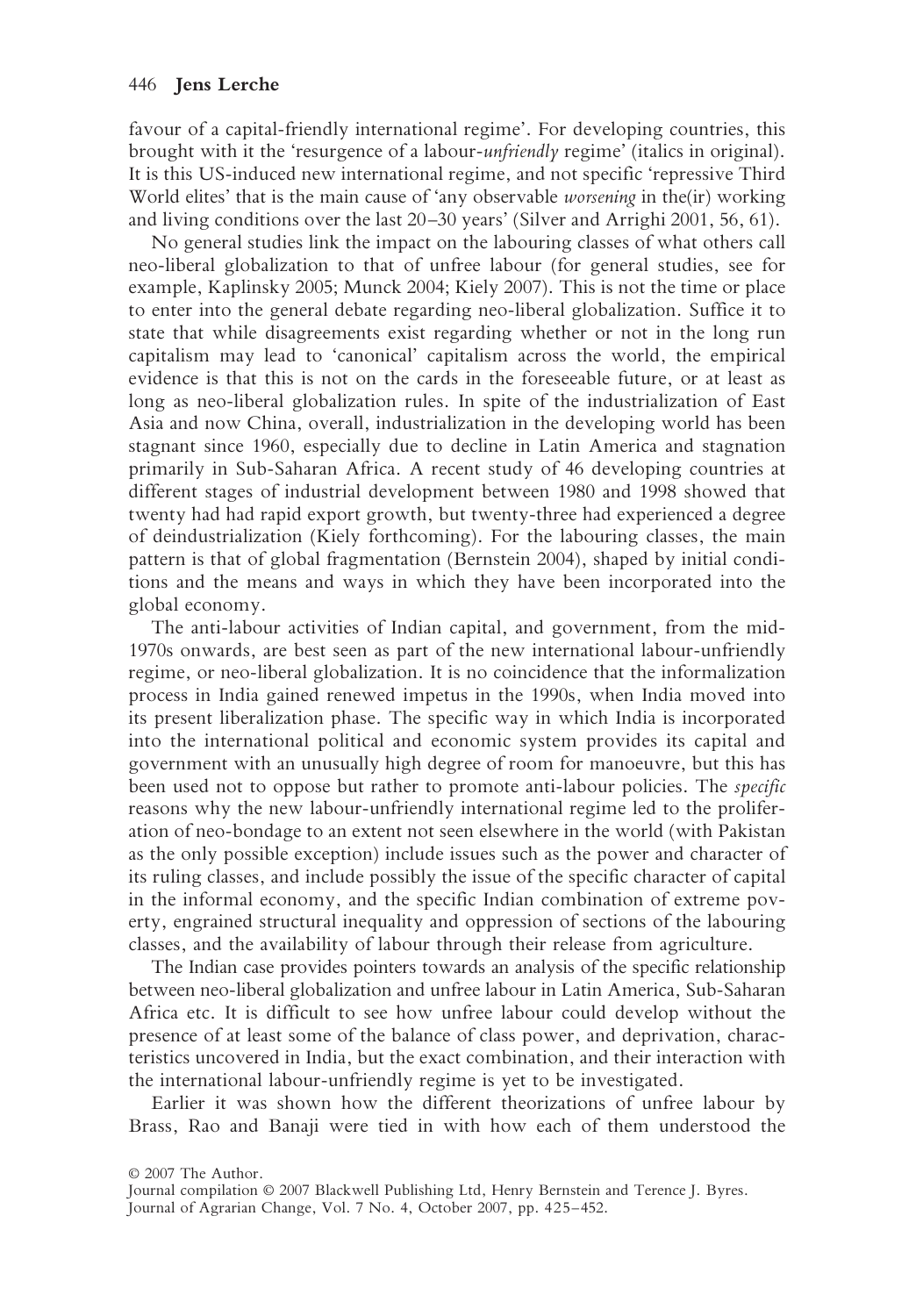favour of a capital-friendly international regime'. For developing countries, this brought with it the 'resurgence of a labour-*unfriendly* regime' (italics in original). It is this US-induced new international regime, and not specific 'repressive Third World elites' that is the main cause of 'any observable *worsening* in the(ir) working and living conditions over the last 20–30 years' (Silver and Arrighi 2001, 56, 61).

No general studies link the impact on the labouring classes of what others call neo-liberal globalization to that of unfree labour (for general studies, see for example, Kaplinsky 2005; Munck 2004; Kiely 2007). This is not the time or place to enter into the general debate regarding neo-liberal globalization. Suffice it to state that while disagreements exist regarding whether or not in the long run capitalism may lead to 'canonical' capitalism across the world, the empirical evidence is that this is not on the cards in the foreseeable future, or at least as long as neo-liberal globalization rules. In spite of the industrialization of East Asia and now China, overall, industrialization in the developing world has been stagnant since 1960, especially due to decline in Latin America and stagnation primarily in Sub-Saharan Africa. A recent study of 46 developing countries at different stages of industrial development between 1980 and 1998 showed that twenty had had rapid export growth, but twenty-three had experienced a degree of deindustrialization (Kiely forthcoming). For the labouring classes, the main pattern is that of global fragmentation (Bernstein 2004), shaped by initial conditions and the means and ways in which they have been incorporated into the global economy.

The anti-labour activities of Indian capital, and government, from the mid-1970s onwards, are best seen as part of the new international labour-unfriendly regime, or neo-liberal globalization. It is no coincidence that the informalization process in India gained renewed impetus in the 1990s, when India moved into its present liberalization phase. The specific way in which India is incorporated into the international political and economic system provides its capital and government with an unusually high degree of room for manoeuvre, but this has been used not to oppose but rather to promote anti-labour policies. The *specific* reasons why the new labour-unfriendly international regime led to the proliferation of neo-bondage to an extent not seen elsewhere in the world (with Pakistan as the only possible exception) include issues such as the power and character of its ruling classes, and include possibly the issue of the specific character of capital in the informal economy, and the specific Indian combination of extreme poverty, engrained structural inequality and oppression of sections of the labouring classes, and the availability of labour through their release from agriculture.

The Indian case provides pointers towards an analysis of the specific relationship between neo-liberal globalization and unfree labour in Latin America, Sub-Saharan Africa etc. It is difficult to see how unfree labour could develop without the presence of at least some of the balance of class power, and deprivation, characteristics uncovered in India, but the exact combination, and their interaction with the international labour-unfriendly regime is yet to be investigated.

Earlier it was shown how the different theorizations of unfree labour by Brass, Rao and Banaji were tied in with how each of them understood the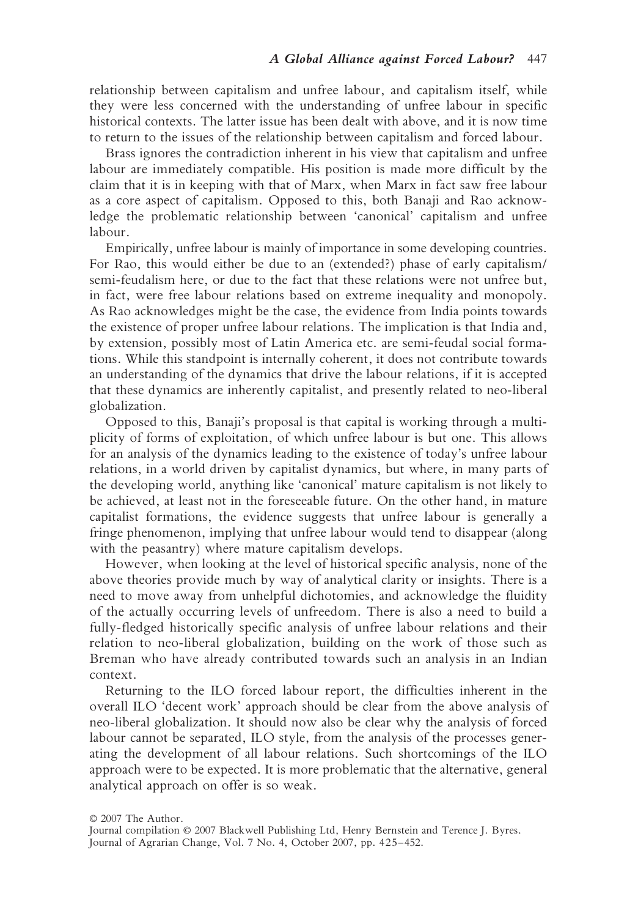relationship between capitalism and unfree labour, and capitalism itself, while they were less concerned with the understanding of unfree labour in specific historical contexts. The latter issue has been dealt with above, and it is now time to return to the issues of the relationship between capitalism and forced labour.

Brass ignores the contradiction inherent in his view that capitalism and unfree labour are immediately compatible. His position is made more difficult by the claim that it is in keeping with that of Marx, when Marx in fact saw free labour as a core aspect of capitalism. Opposed to this, both Banaji and Rao acknowledge the problematic relationship between 'canonical' capitalism and unfree labour.

Empirically, unfree labour is mainly of importance in some developing countries. For Rao, this would either be due to an (extended?) phase of early capitalism/semi-feudalism here, or due to the fact that these relations were not unfree but, in fact, were free labour relations based on extreme inequality and monopoly. As Rao acknowledges might be the case, the evidence from India points towards the existence of proper unfree labour relations. The implication is that India and, by extension, possibly most of Latin America etc. are semi-feudal social formations. While this standpoint is internally coherent, it does not contribute towards an understanding of the dynamics that drive the labour relations, if it is accepted that these dynamics are inherently capitalist, and presently related to neo-liberal globalization.

Opposed to this, Banaji's proposal is that capital is working through a multiplicity of forms of exploitation, of which unfree labour is but one. This allows for an analysis of the dynamics leading to the existence of today's unfree labour relations, in a world driven by capitalist dynamics, but where, in many parts of the developing world, anything like 'canonical' mature capitalism is not likely to be achieved, at least not in the foreseeable future. On the other hand, in mature capitalist formations, the evidence suggests that unfree labour is generally a fringe phenomenon, implying that unfree labour would tend to disappear (along with the peasantry) where mature capitalism develops.

However, when looking at the level of historical specific analysis, none of the above theories provide much by way of analytical clarity or insights. There is a need to move away from unhelpful dichotomies, and acknowledge the fluidity of the actually occurring levels of unfreedom. There is also a need to build a fully-fledged historically specific analysis of unfree labour relations and their relation to neo-liberal globalization, building on the work of those such as Breman who have already contributed towards such an analysis in an Indian context.

Returning to the ILO forced labour report, the difficulties inherent in the overall ILO 'decent work' approach should be clear from the above analysis of neo-liberal globalization. It should now also be clear why the analysis of forced labour cannot be separated, ILO style, from the analysis of the processes generating the development of all labour relations. Such shortcomings of the ILO approach were to be expected. It is more problematic that the alternative, general analytical approach on offer is so weak.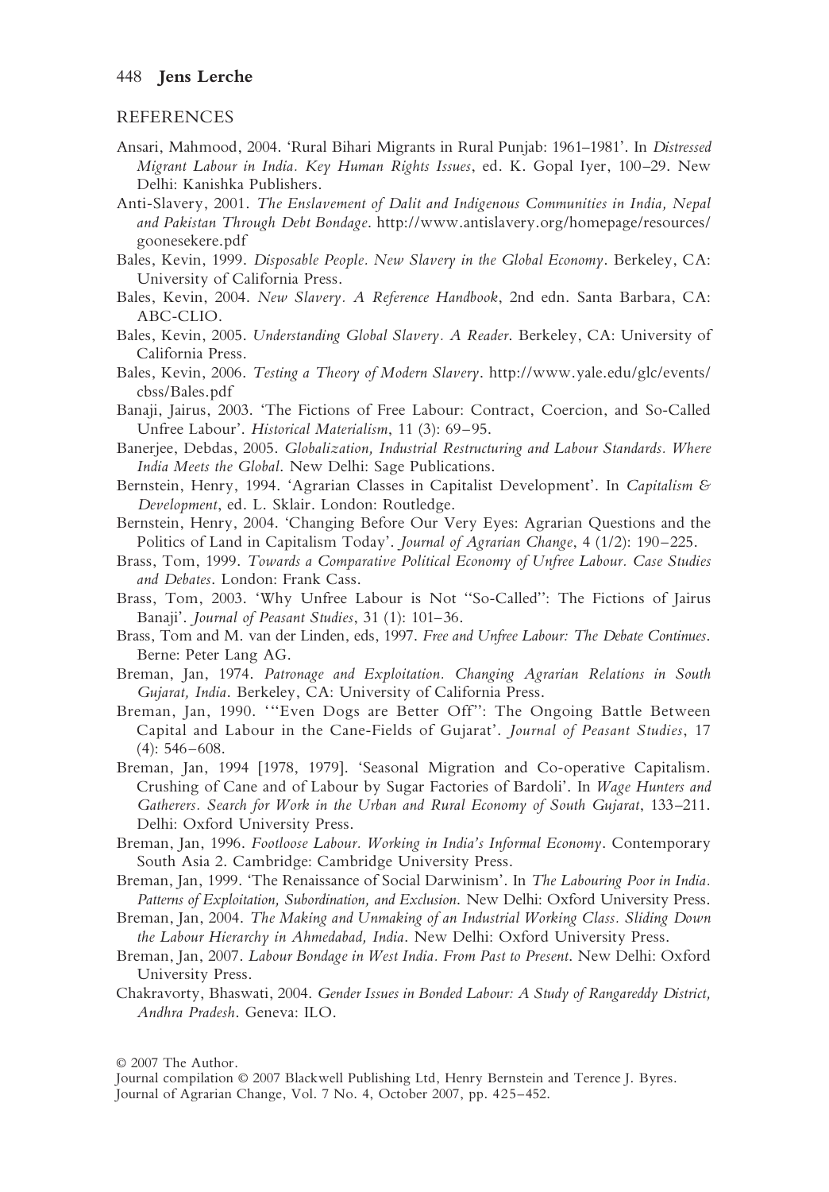## REFERENCES

Ansari, Mahmood, 2004. 'Rural Bihari Migrants in Rural Punjab: 1961–1981'. In *Distressed Migrant Labour in India. Key Human Rights Issues*, ed. K. Gopal Iyer, 100–29. New Delhi: Kanishka Publishers.

Anti-Slavery, 2001. *The Enslavement of Dalit and Indigenous Communities in India, Nepal and Pakistan Through Debt Bondage*. http://www.antislavery.org/homepage/resources/goonesekere.pdf

Bales, Kevin, 1999. *Disposable People. New Slavery in the Global Economy*. Berkeley, CA: University of California Press.

Bales, Kevin, 2004. *New Slavery. A Reference Handbook*, 2nd edn. Santa Barbara, CA: ABC-CLIO.

Bales, Kevin, 2005. *Understanding Global Slavery. A Reader*. Berkeley, CA: University of California Press.

Bales, Kevin, 2006. *Testing a Theory of Modern Slavery*. http://www.yale.edu/glc/events/cbss/Bales.pdf

Banaji, Jairus, 2003. 'The Fictions of Free Labour: Contract, Coercion, and So-Called Unfree Labour'. *Historical Materialism*, 11 (3): 69–95.

Banerjee, Debdas, 2005. *Globalization, Industrial Restructuring and Labour Standards. Where India Meets the Global*. New Delhi: Sage Publications.

Bernstein, Henry, 1994. 'Agrarian Classes in Capitalist Development'. In *Capitalism & Development*, ed. L. Sklair. London: Routledge.

Bernstein, Henry, 2004. 'Changing Before Our Very Eyes: Agrarian Questions and the Politics of Land in Capitalism Today'. *Journal of Agrarian Change*, 4 (1/2): 190–225.

Brass, Tom, 1999. *Towards a Comparative Political Economy of Unfree Labour. Case Studies and Debates*. London: Frank Cass.

Brass, Tom, 2003. 'Why Unfree Labour is Not "So-Called": The Fictions of Jairus Banaji'. *Journal of Peasant Studies*, 31 (1): 101–36.

Brass, Tom and M. van der Linden, eds, 1997. *Free and Unfree Labour: The Debate Continues*. Berne: Peter Lang AG.

Breman, Jan, 1974. *Patronage and Exploitation. Changing Agrarian Relations in South Gujarat, India*. Berkeley, CA: University of California Press.

Breman, Jan, 1990. '"Even Dogs are Better Off": The Ongoing Battle Between Capital and Labour in the Cane-Fields of Gujarat'. *Journal of Peasant Studies*, 17 (4): 546–608.

Breman, Jan, 1994 [1978, 1979]. 'Seasonal Migration and Co-operative Capitalism. Crushing of Cane and of Labour by Sugar Factories of Bardoli'. In *Wage Hunters and Gatherers. Search for Work in the Urban and Rural Economy of South Gujarat*, 133–211. Delhi: Oxford University Press.

Breman, Jan, 1996. *Footloose Labour. Working in India's Informal Economy*. Contemporary South Asia 2. Cambridge: Cambridge University Press.

Breman, Jan, 1999. 'The Renaissance of Social Darwinism'. In *The Labouring Poor in India. Patterns of Exploitation, Subordination, and Exclusion*. New Delhi: Oxford University Press.

Breman, Jan, 2004. *The Making and Unmaking of an Industrial Working Class. Sliding Down the Labour Hierarchy in Ahmedabad, India*. New Delhi: Oxford University Press.

Breman, Jan, 2007. *Labour Bondage in West India. From Past to Present*. New Delhi: Oxford University Press.

Chakravorty, Bhaswati, 2004. *Gender Issues in Bonded Labour: A Study of Rangareddy District, Andhra Pradesh*. Geneva: ILO.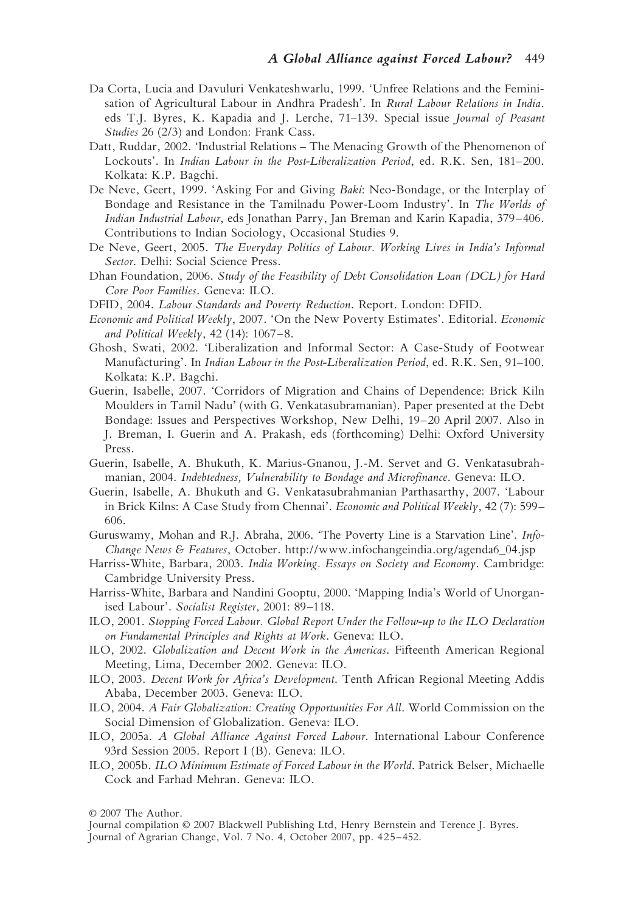Da Corta, Lucia and Davuluri Venkateshwarlu, 1999. 'Unfree Relations and the Feminisation of Agricultural Labour in Andhra Pradesh'. In *Rural Labour Relations in India*. eds T.J. Byres, K. Kapadia and J. Lerche, 71–139. Special issue *Journal of Peasant Studies* 26 (2/3) and London: Frank Cass.

Datt, Ruddar, 2002. 'Industrial Relations – The Menacing Growth of the Phenomenon of Lockouts'. In *Indian Labour in the Post-Liberalization Period*, ed. R.K. Sen, 181–200. Kolkata: K.P. Bagchi.

De Neve, Geert, 1999. 'Asking For and Giving *Baki*: Neo-Bondage, or the Interplay of Bondage and Resistance in the Tamilnadu Power-Loom Industry'. In *The Worlds of Indian Industrial Labour*, eds Jonathan Parry, Jan Breman and Karin Kapadia, 379–406. Contributions to Indian Sociology, Occasional Studies 9.

De Neve, Geert, 2005. *The Everyday Politics of Labour. Working Lives in India's Informal Sector*. Delhi: Social Science Press.

Dhan Foundation, 2006. *Study of the Feasibility of Debt Consolidation Loan (DCL) for Hard Core Poor Families*. Geneva: ILO.

DFID, 2004. *Labour Standards and Poverty Reduction*. Report. London: DFID.

*Economic and Political Weekly*, 2007. 'On the New Poverty Estimates'. Editorial. *Economic and Political Weekly*, 42 (14): 1067–8.

Ghosh, Swati, 2002. 'Liberalization and Informal Sector: A Case-Study of Footwear Manufacturing'. In *Indian Labour in the Post-Liberalization Period*, ed. R.K. Sen, 91–100. Kolkata: K.P. Bagchi.

Guerin, Isabelle, 2007. 'Corridors of Migration and Chains of Dependence: Brick Kiln Moulders in Tamil Nadu' (with G. Venkatasubramanian). Paper presented at the Debt Bondage: Issues and Perspectives Workshop, New Delhi, 19–20 April 2007. Also in J. Breman, I. Guerin and A. Prakash, eds (forthcoming) Delhi: Oxford University Press.

Guerin, Isabelle, A. Bhukuth, K. Marius-Gnanou, J.-M. Servet and G. Venkatasubrahmanian, 2004. *Indebtedness, Vulnerability to Bondage and Microfinance*. Geneva: ILO.

Guerin, Isabelle, A. Bhukuth and G. Venkatasubrahmanian Parthasarthy, 2007. 'Labour in Brick Kilns: A Case Study from Chennai'. *Economic and Political Weekly*, 42 (7): 599–606.

Guruswamy, Mohan and R.J. Abraha, 2006. 'The Poverty Line is a Starvation Line'. *Info-Change News & Features*, October. http://www.infochangeindia.org/agenda6_04.jsp

Harriss-White, Barbara, 2003. *India Working. Essays on Society and Economy*. Cambridge: Cambridge University Press.

Harriss-White, Barbara and Nandini Gooptu, 2000. 'Mapping India's World of Unorganised Labour'. *Socialist Register*, 2001: 89–118.

ILO, 2001. *Stopping Forced Labour. Global Report Under the Follow-up to the ILO Declaration on Fundamental Principles and Rights at Work*. Geneva: ILO.

ILO, 2002. *Globalization and Decent Work in the Americas*. Fifteenth American Regional Meeting, Lima, December 2002. Geneva: ILO.

ILO, 2003. *Decent Work for Africa's Development*. Tenth African Regional Meeting Addis Ababa, December 2003. Geneva: ILO.

ILO, 2004. *A Fair Globalization: Creating Opportunities For All*. World Commission on the Social Dimension of Globalization. Geneva: ILO.

ILO, 2005a. *A Global Alliance Against Forced Labour*. International Labour Conference 93rd Session 2005. Report I (B). Geneva: ILO.

ILO, 2005b. *ILO Minimum Estimate of Forced Labour in the World*. Patrick Belser, Michaelle Cock and Farhad Mehran. Geneva: ILO.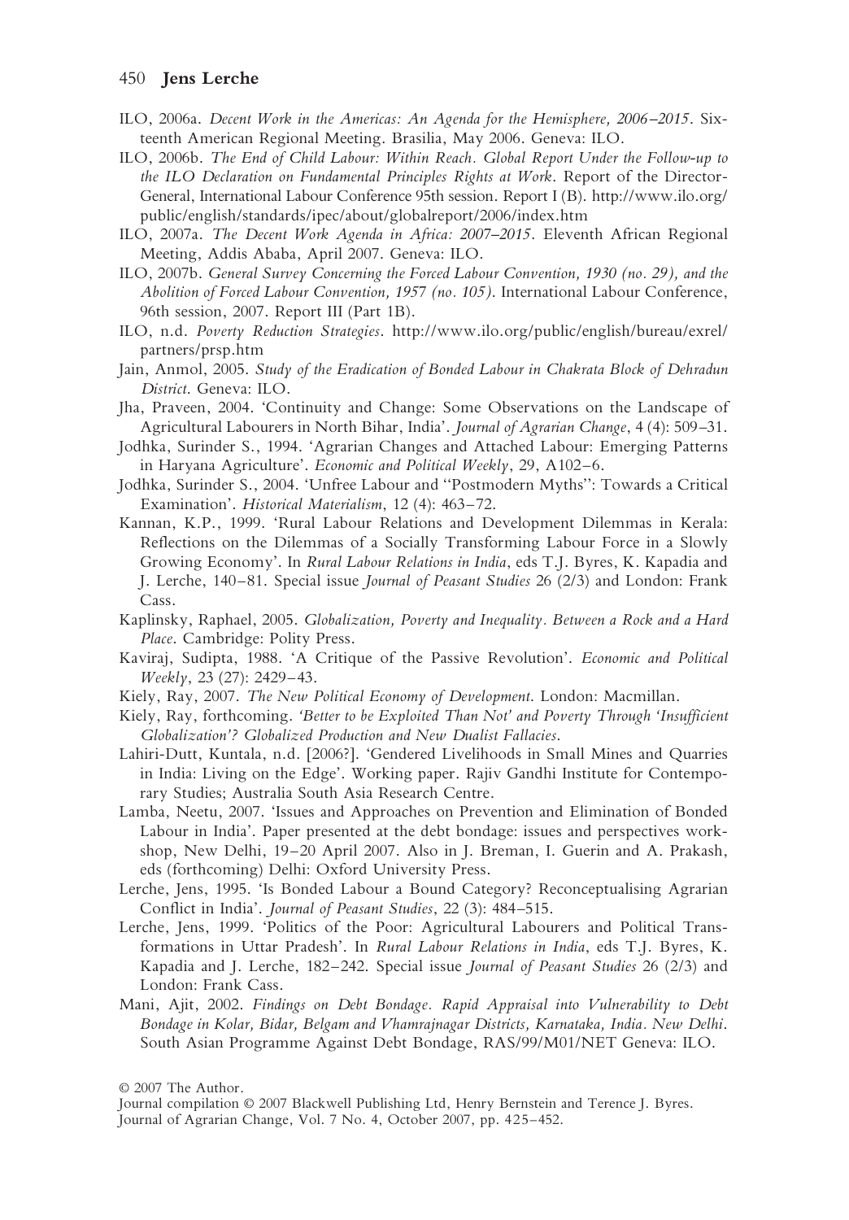ILO, 2006a. *Decent Work in the Americas: An Agenda for the Hemisphere, 2006–2015*. Sixteenth American Regional Meeting. Brasilia, May 2006. Geneva: ILO.

ILO, 2006b. *The End of Child Labour: Within Reach. Global Report Under the Follow-up to the ILO Declaration on Fundamental Principles Rights at Work*. Report of the Director-General, International Labour Conference 95th session. Report I (B). http://www.ilo.org/public/english/standards/ipec/about/globalreport/2006/index.htm

ILO, 2007a. *The Decent Work Agenda in Africa: 2007–2015*. Eleventh African Regional Meeting, Addis Ababa, April 2007. Geneva: ILO.

ILO, 2007b. *General Survey Concerning the Forced Labour Convention, 1930 (no. 29), and the Abolition of Forced Labour Convention, 1957 (no. 105)*. International Labour Conference, 96th session, 2007. Report III (Part 1B).

ILO, n.d. *Poverty Reduction Strategies*. http://www.ilo.org/public/english/bureau/exrel/partners/prsp.htm

Jain, Anmol, 2005. *Study of the Eradication of Bonded Labour in Chakrata Block of Dehradun District*. Geneva: ILO.

Jha, Praveen, 2004. 'Continuity and Change: Some Observations on the Landscape of Agricultural Labourers in North Bihar, India'. *Journal of Agrarian Change*, 4 (4): 509–31.

Jodhka, Surinder S., 1994. 'Agrarian Changes and Attached Labour: Emerging Patterns in Haryana Agriculture'. *Economic and Political Weekly*, 29, A102–6.

Jodhka, Surinder S., 2004. 'Unfree Labour and "Postmodern Myths": Towards a Critical Examination'. *Historical Materialism*, 12 (4): 463–72.

Kannan, K.P., 1999. 'Rural Labour Relations and Development Dilemmas in Kerala: Reflections on the Dilemmas of a Socially Transforming Labour Force in a Slowly Growing Economy'. In *Rural Labour Relations in India*, eds T.J. Byres, K. Kapadia and J. Lerche, 140–81. Special issue *Journal of Peasant Studies* 26 (2/3) and London: Frank Cass.

Kaplinsky, Raphael, 2005. *Globalization, Poverty and Inequality. Between a Rock and a Hard Place*. Cambridge: Polity Press.

Kaviraj, Sudipta, 1988. 'A Critique of the Passive Revolution'. *Economic and Political Weekly*, 23 (27): 2429–43.

Kiely, Ray, 2007. *The New Political Economy of Development*. London: Macmillan.

Kiely, Ray, forthcoming. *'Better to be Exploited Than Not' and Poverty Through 'Insufficient Globalization'? Globalized Production and New Dualist Fallacies*.

Lahiri-Dutt, Kuntala, n.d. [2006?]. 'Gendered Livelihoods in Small Mines and Quarries in India: Living on the Edge'. Working paper. Rajiv Gandhi Institute for Contemporary Studies; Australia South Asia Research Centre.

Lamba, Neetu, 2007. 'Issues and Approaches on Prevention and Elimination of Bonded Labour in India'. Paper presented at the debt bondage: issues and perspectives workshop, New Delhi, 19–20 April 2007. Also in J. Breman, I. Guerin and A. Prakash, eds (forthcoming) Delhi: Oxford University Press.

Lerche, Jens, 1995. 'Is Bonded Labour a Bound Category? Reconceptualising Agrarian Conflict in India'. *Journal of Peasant Studies*, 22 (3): 484–515.

Lerche, Jens, 1999. 'Politics of the Poor: Agricultural Labourers and Political Transformations in Uttar Pradesh'. In *Rural Labour Relations in India*, eds T.J. Byres, K. Kapadia and J. Lerche, 182–242. Special issue *Journal of Peasant Studies* 26 (2/3) and London: Frank Cass.

Mani, Ajit, 2002. *Findings on Debt Bondage. Rapid Appraisal into Vulnerability to Debt Bondage in Kolar, Bidar, Belgam and Vhamrajnagar Districts, Karnataka, India. New Delhi*. South Asian Programme Against Debt Bondage, RAS/99/M01/NET Geneva: ILO.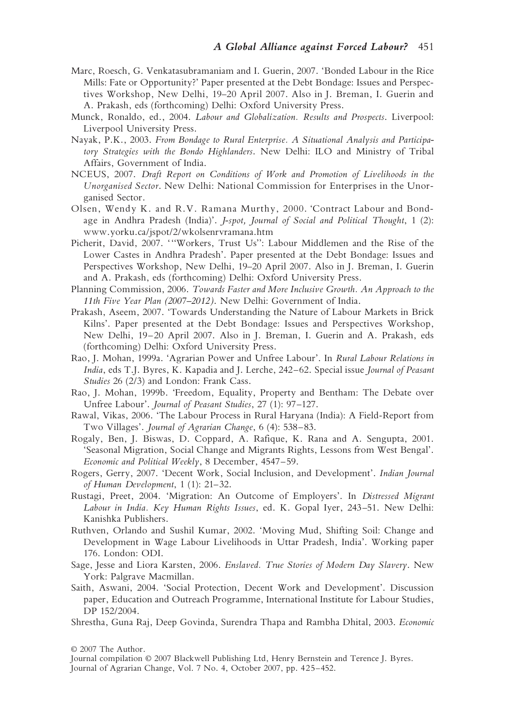Marc, Roesch, G. Venkatasubramaniam and I. Guerin, 2007. 'Bonded Labour in the Rice Mills: Fate or Opportunity?' Paper presented at the Debt Bondage: Issues and Perspectives Workshop, New Delhi, 19–20 April 2007. Also in J. Breman, I. Guerin and A. Prakash, eds (forthcoming) Delhi: Oxford University Press.

Munck, Ronaldo, ed., 2004. *Labour and Globalization. Results and Prospects*. Liverpool: Liverpool University Press.

Nayak, P.K., 2003. *From Bondage to Rural Enterprise. A Situational Analysis and Participatory Strategies with the Bondo Highlanders*. New Delhi: ILO and Ministry of Tribal Affairs, Government of India.

NCEUS, 2007. *Draft Report on Conditions of Work and Promotion of Livelihoods in the Unorganised Sector*. New Delhi: National Commission for Enterprises in the Unorganised Sector.

Olsen, Wendy K. and R.V. Ramana Murthy, 2000. 'Contract Labour and Bondage in Andhra Pradesh (India)'. *J-spot, Journal of Social and Political Thought*, 1 (2): www.yorku.ca/jspot/2/wkolsenrvramana.htm

Picherit, David, 2007. '"Workers, Trust Us": Labour Middlemen and the Rise of the Lower Castes in Andhra Pradesh'. Paper presented at the Debt Bondage: Issues and Perspectives Workshop, New Delhi, 19–20 April 2007. Also in J. Breman, I. Guerin and A. Prakash, eds (forthcoming) Delhi: Oxford University Press.

Planning Commission, 2006. *Towards Faster and More Inclusive Growth. An Approach to the 11th Five Year Plan (2007–2012)*. New Delhi: Government of India.

Prakash, Aseem, 2007. 'Towards Understanding the Nature of Labour Markets in Brick Kilns'. Paper presented at the Debt Bondage: Issues and Perspectives Workshop, New Delhi, 19–20 April 2007. Also in J. Breman, I. Guerin and A. Prakash, eds (forthcoming) Delhi: Oxford University Press.

Rao, J. Mohan, 1999a. 'Agrarian Power and Unfree Labour'. In *Rural Labour Relations in India*, eds T.J. Byres, K. Kapadia and J. Lerche, 242–62. Special issue *Journal of Peasant Studies* 26 (2/3) and London: Frank Cass.

Rao, J. Mohan, 1999b. 'Freedom, Equality, Property and Bentham: The Debate over Unfree Labour'. *Journal of Peasant Studies*, 27 (1): 97–127.

Rawal, Vikas, 2006. 'The Labour Process in Rural Haryana (India): A Field-Report from Two Villages'. *Journal of Agrarian Change*, 6 (4): 538–83.

Rogaly, Ben, J. Biswas, D. Coppard, A. Rafique, K. Rana and A. Sengupta, 2001. 'Seasonal Migration, Social Change and Migrants Rights, Lessons from West Bengal'. *Economic and Political Weekly*, 8 December, 4547–59.

Rogers, Gerry, 2007. 'Decent Work, Social Inclusion, and Development'. *Indian Journal of Human Development*, 1 (1): 21–32.

Rustagi, Preet, 2004. 'Migration: An Outcome of Employers'. In *Distressed Migrant Labour in India. Key Human Rights Issues*, ed. K. Gopal Iyer, 243–51. New Delhi: Kanishka Publishers.

Ruthven, Orlando and Sushil Kumar, 2002. 'Moving Mud, Shifting Soil: Change and Development in Wage Labour Livelihoods in Uttar Pradesh, India'. Working paper 176. London: ODI.

Sage, Jesse and Liora Karsten, 2006. *Enslaved. True Stories of Modern Day Slavery*. New York: Palgrave Macmillan.

Saith, Aswani, 2004. 'Social Protection, Decent Work and Development'. Discussion paper, Education and Outreach Programme, International Institute for Labour Studies, DP 152/2004.

Shrestha, Guna Raj, Deep Govinda, Surendra Thapa and Rambha Dhital, 2003. *Economic*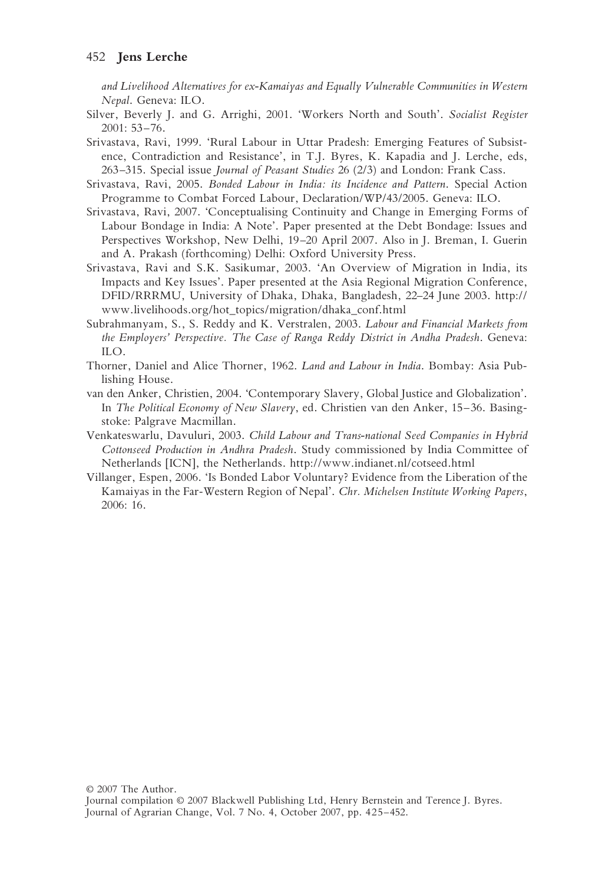*and Livelihood Alternatives for ex-Kamaiyas and Equally Vulnerable Communities in Western Nepal*. Geneva: ILO.

Silver, Beverly J. and G. Arrighi, 2001. 'Workers North and South'. *Socialist Register* 2001: 53–76.

Srivastava, Ravi, 1999. 'Rural Labour in Uttar Pradesh: Emerging Features of Subsistence, Contradiction and Resistance', in T.J. Byres, K. Kapadia and J. Lerche, eds, 263–315. Special issue *Journal of Peasant Studies* 26 (2/3) and London: Frank Cass.

Srivastava, Ravi, 2005. *Bonded Labour in India: its Incidence and Pattern*. Special Action Programme to Combat Forced Labour, Declaration/WP/43/2005. Geneva: ILO.

Srivastava, Ravi, 2007. 'Conceptualising Continuity and Change in Emerging Forms of Labour Bondage in India: A Note'. Paper presented at the Debt Bondage: Issues and Perspectives Workshop, New Delhi, 19–20 April 2007. Also in J. Breman, I. Guerin and A. Prakash (forthcoming) Delhi: Oxford University Press.

Srivastava, Ravi and S.K. Sasikumar, 2003. 'An Overview of Migration in India, its Impacts and Key Issues'. Paper presented at the Asia Regional Migration Conference, DFID/RRRMU, University of Dhaka, Dhaka, Bangladesh, 22–24 June 2003. http://www.livelihoods.org/hot_topics/migration/dhaka_conf.html

Subrahmanyam, S., S. Reddy and K. Verstralen, 2003. *Labour and Financial Markets from the Employers' Perspective. The Case of Ranga Reddy District in Andha Pradesh*. Geneva: ILO.

Thorner, Daniel and Alice Thorner, 1962. *Land and Labour in India*. Bombay: Asia Publishing House.

van den Anker, Christien, 2004. 'Contemporary Slavery, Global Justice and Globalization'. In *The Political Economy of New Slavery*, ed. Christien van den Anker, 15–36. Basingstoke: Palgrave Macmillan.

Venkateswarlu, Davuluri, 2003. *Child Labour and Trans-national Seed Companies in Hybrid Cottonseed Production in Andhra Pradesh*. Study commissioned by India Committee of Netherlands [ICN], the Netherlands. http://www.indianet.nl/cotseed.html

Villanger, Espen, 2006. 'Is Bonded Labor Voluntary? Evidence from the Liberation of the Kamaiyas in the Far-Western Region of Nepal'. *Chr. Michelsen Institute Working Papers*, 2006: 16.